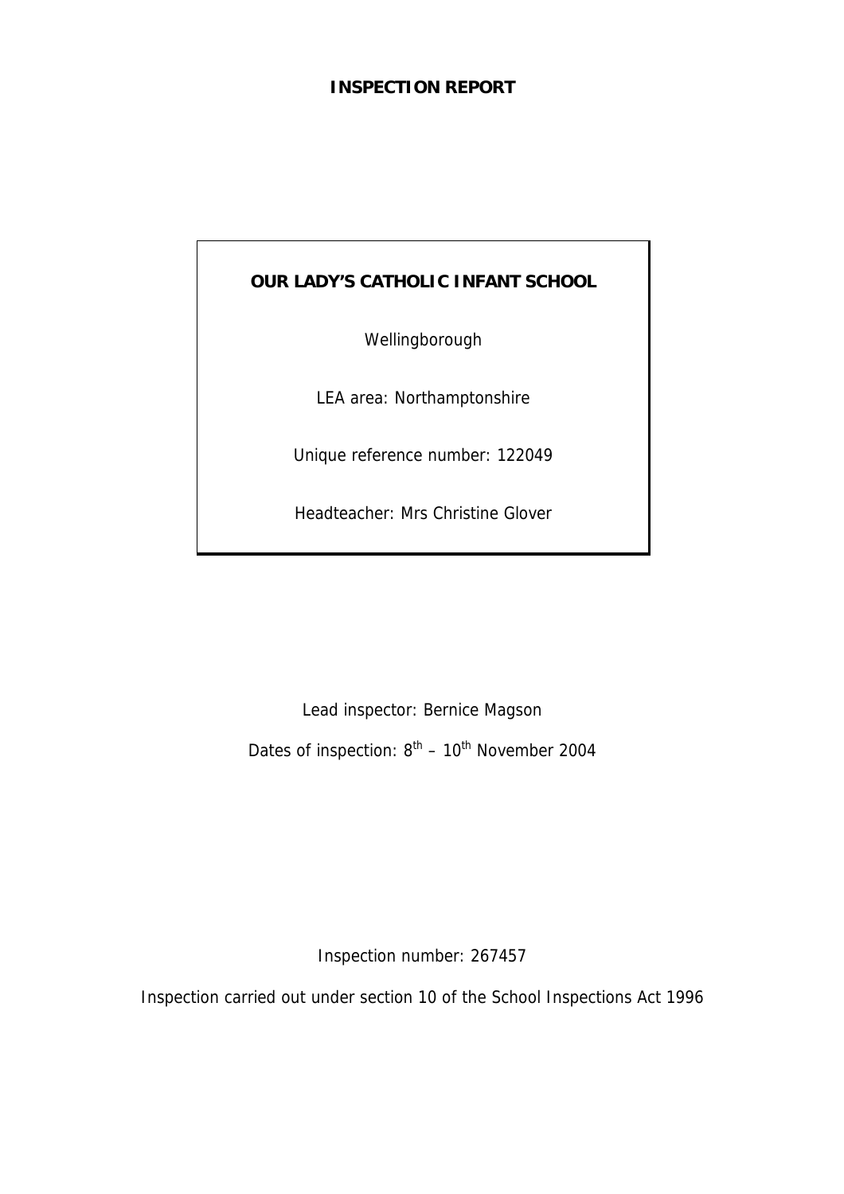# INSPECTION REPORT

**OUR LADY'S CATHOLIC INFANT SCHOOL**

Wellingborough

LEA area: Northamptonshire

Unique reference number: 122049

Headteacher: Mrs Christine Glover

Lead inspector: Bernice Magson

Dates of inspection: 8th – 10th November 2004

Inspection number: 267457

Inspection carried out under section 10 of the School Inspections Act 1996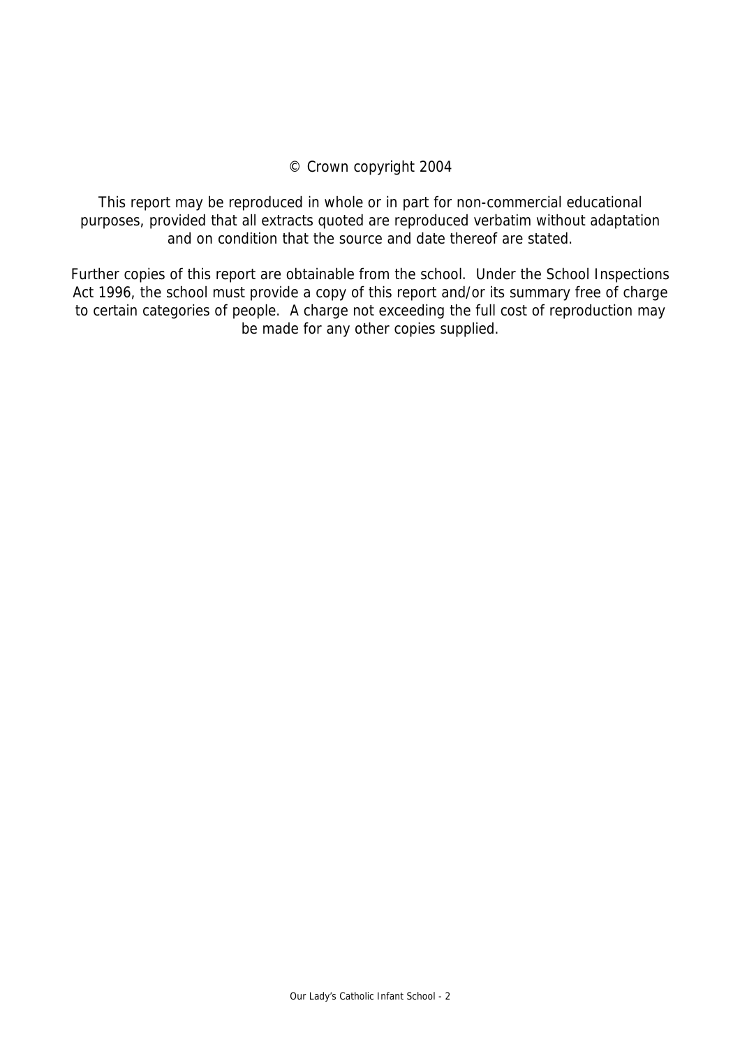© Crown copyright 2004

This report may be reproduced in whole or in part for non-commercial educational purposes, provided that all extracts quoted are reproduced verbatim without adaptation and on condition that the source and date thereof are stated.

Further copies of this report are obtainable from the school. Under the School Inspections Act 1996, the school must provide a copy of this report and/or its summary free of charge to certain categories of people. A charge not exceeding the full cost of reproduction may be made for any other copies supplied.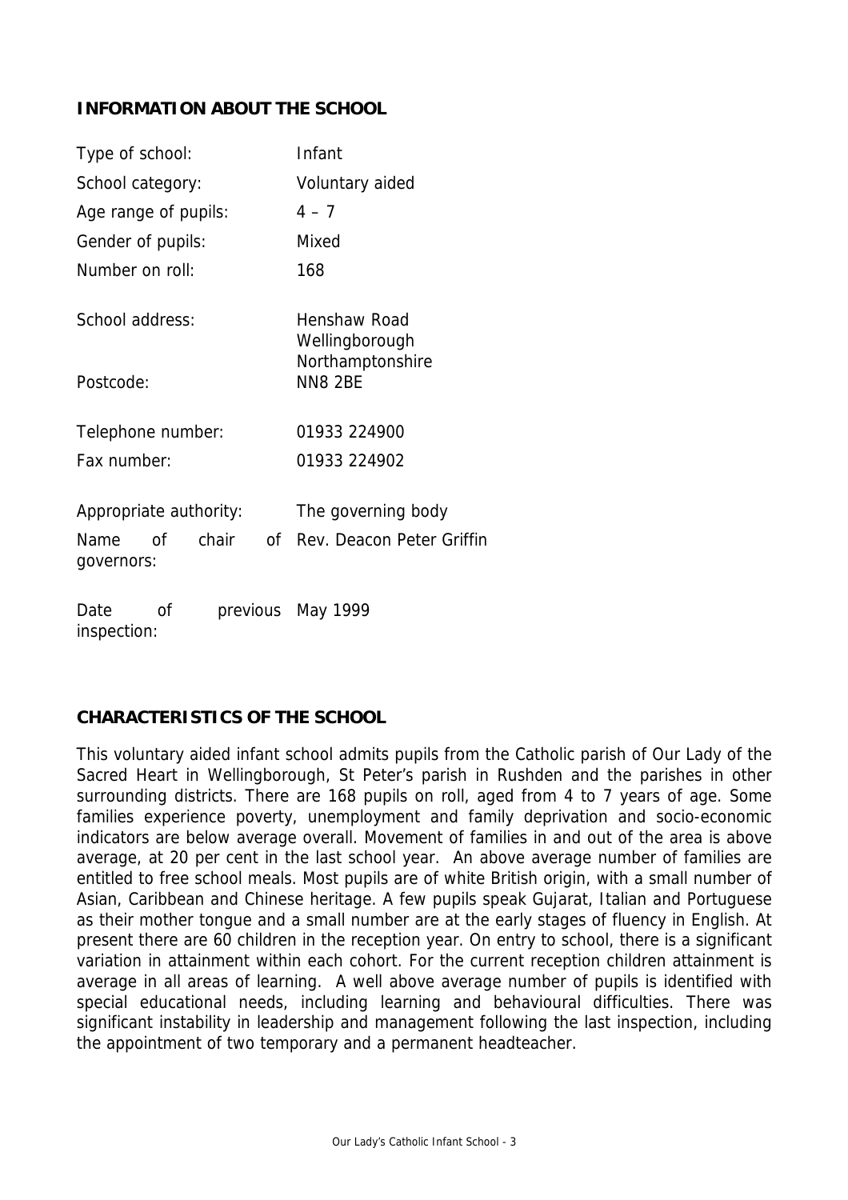## INFORMATION ABOUT THE SCHOOL

| | |
|---|---|
| Type of school: | Infant |
| School category: | Voluntary aided |
| Age range of pupils: | 4 – 7 |
| Gender of pupils: | Mixed |
| Number on roll: | 168 |
| School address: | Henshaw Road<br>Wellingborough<br>Northamptonshire |
| Postcode: | NN8 2BE |
| Telephone number: | 01933 224900 |
| Fax number: | 01933 224902 |
| Appropriate authority: | The governing body |
| Name of chair of governors: | Rev. Deacon Peter Griffin |
| Date of previous inspection: | May 1999 |

## CHARACTERISTICS OF THE SCHOOL

This voluntary aided infant school admits pupils from the Catholic parish of Our Lady of the Sacred Heart in Wellingborough, St Peter's parish in Rushden and the parishes in other surrounding districts. There are 168 pupils on roll, aged from 4 to 7 years of age. Some families experience poverty, unemployment and family deprivation and socio-economic indicators are below average overall. Movement of families in and out of the area is above average, at 20 per cent in the last school year. An above average number of families are entitled to free school meals. Most pupils are of white British origin, with a small number of Asian, Caribbean and Chinese heritage. A few pupils speak Gujarat, Italian and Portuguese as their mother tongue and a small number are at the early stages of fluency in English. At present there are 60 children in the reception year. On entry to school, there is a significant variation in attainment within each cohort. For the current reception children attainment is average in all areas of learning. A well above average number of pupils is identified with special educational needs, including learning and behavioural difficulties. There was significant instability in leadership and management following the last inspection, including the appointment of two temporary and a permanent headteacher.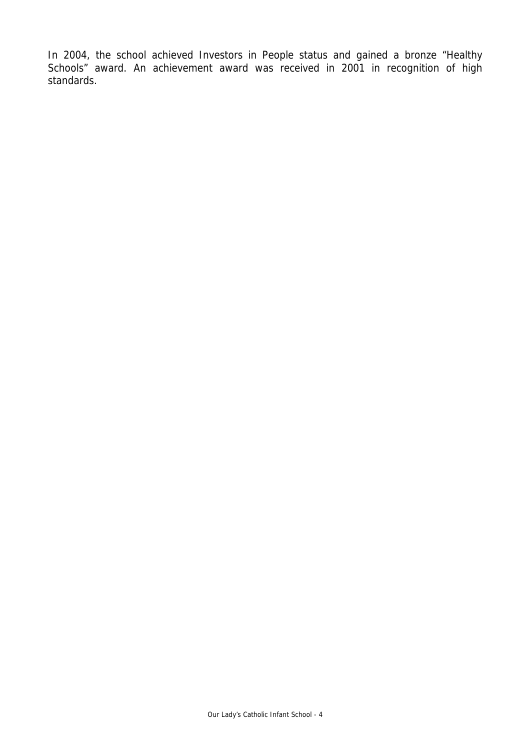In 2004, the school achieved Investors in People status and gained a bronze "Healthy Schools" award. An achievement award was received in 2001 in recognition of high standards.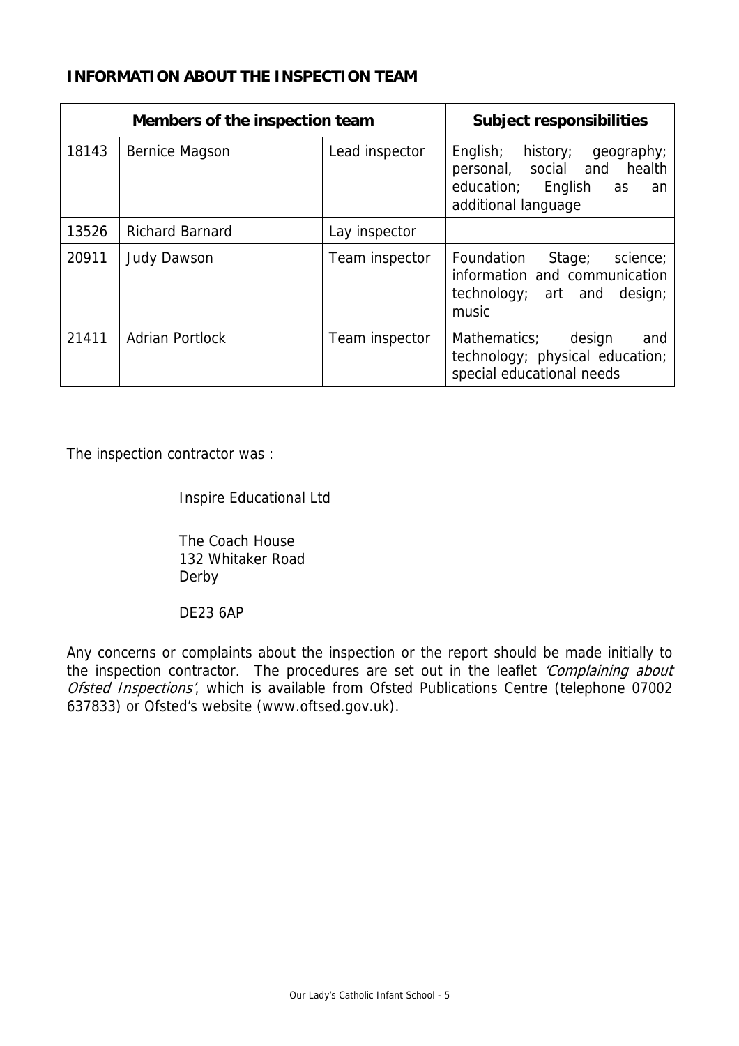## INFORMATION ABOUT THE INSPECTION TEAM

| Members of the inspection team | | | Subject responsibilities |
|---|---|---|---|
| 18143 | Bernice Magson | Lead inspector | English; history; geography; personal, social and health education; English as an additional language |
| 13526 | Richard Barnard | Lay inspector | |
| 20911 | Judy Dawson | Team inspector | Foundation Stage; science; information and communication technology; art and design; music |
| 21411 | Adrian Portlock | Team inspector | Mathematics; design and technology; physical education; special educational needs |

The inspection contractor was :

Inspire Educational Ltd

The Coach House
132 Whitaker Road
Derby

DE23 6AP

Any concerns or complaints about the inspection or the report should be made initially to the inspection contractor. The procedures are set out in the leaflet *'Complaining about Ofsted Inspections'*, which is available from Ofsted Publications Centre (telephone 07002 637833) or Ofsted's website (www.oftsed.gov.uk).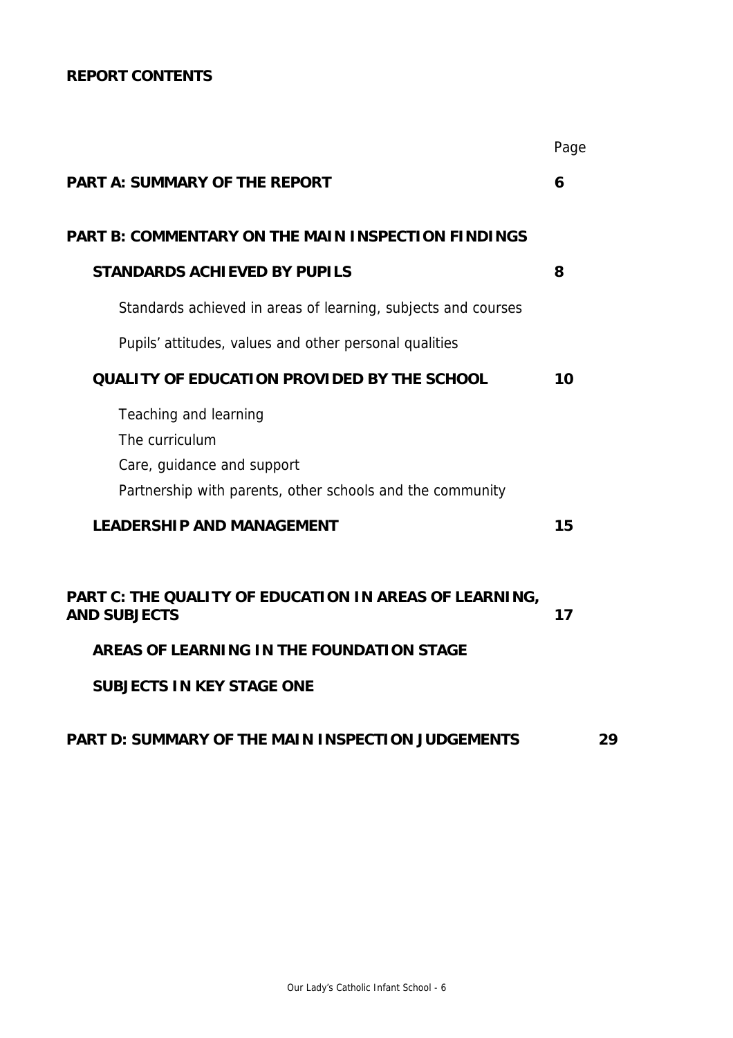**REPORT CONTENTS**

| | Page |
|---|---|
| **PART A: SUMMARY OF THE REPORT** | **6** |
| **PART B: COMMENTARY ON THE MAIN INSPECTION FINDINGS** | |
| **STANDARDS ACHIEVED BY PUPILS** | **8** |
| Standards achieved in areas of learning, subjects and courses | |
| Pupils' attitudes, values and other personal qualities | |
| **QUALITY OF EDUCATION PROVIDED BY THE SCHOOL** | **10** |
| Teaching and learning | |
| The curriculum | |
| Care, guidance and support | |
| Partnership with parents, other schools and the community | |
| **LEADERSHIP AND MANAGEMENT** | **15** |
| **PART C: THE QUALITY OF EDUCATION IN AREAS OF LEARNING, AND SUBJECTS** | **17** |
| **AREAS OF LEARNING IN THE FOUNDATION STAGE** | |
| **SUBJECTS IN KEY STAGE ONE** | |
| **PART D: SUMMARY OF THE MAIN INSPECTION JUDGEMENTS** | **29** |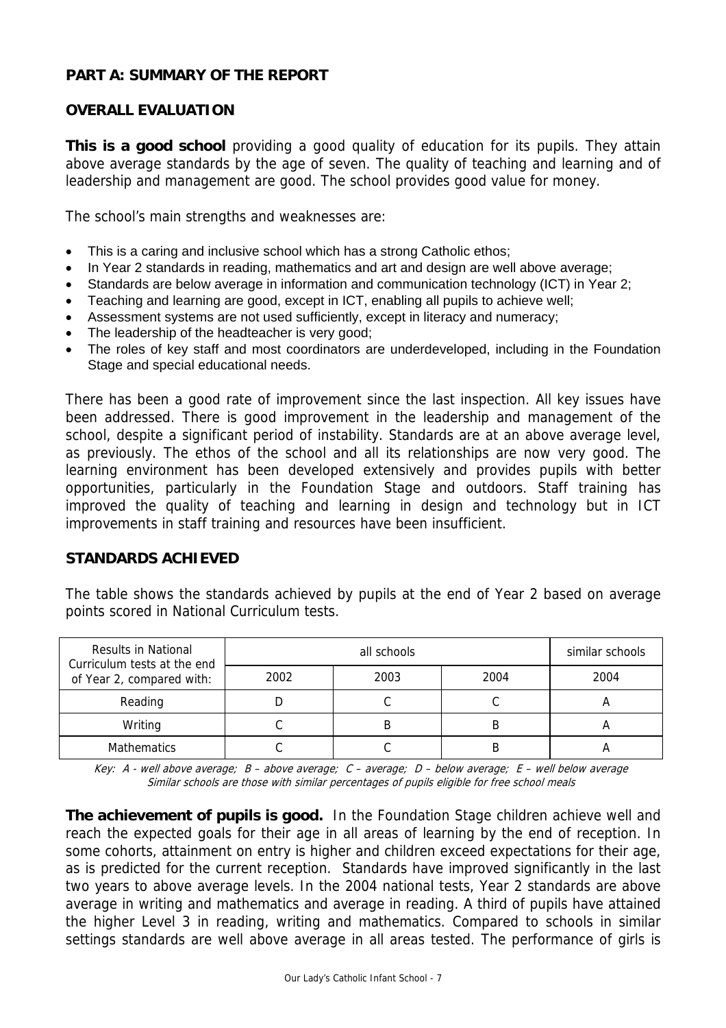## PART A: SUMMARY OF THE REPORT

### OVERALL EVALUATION

**This is a good school** providing a good quality of education for its pupils. They attain above average standards by the age of seven. The quality of teaching and learning and of leadership and management are good. The school provides good value for money.

The school's main strengths and weaknesses are:

- This is a caring and inclusive school which has a strong Catholic ethos;
- In Year 2 standards in reading, mathematics and art and design are well above average;
- Standards are below average in information and communication technology (ICT) in Year 2;
- Teaching and learning are good, except in ICT, enabling all pupils to achieve well;
- Assessment systems are not used sufficiently, except in literacy and numeracy;
- The leadership of the headteacher is very good;
- The roles of key staff and most coordinators are underdeveloped, including in the Foundation Stage and special educational needs.

There has been a good rate of improvement since the last inspection. All key issues have been addressed. There is good improvement in the leadership and management of the school, despite a significant period of instability. Standards are at an above average level, as previously. The ethos of the school and all its relationships are now very good. The learning environment has been developed extensively and provides pupils with better opportunities, particularly in the Foundation Stage and outdoors. Staff training has improved the quality of teaching and learning in design and technology but in ICT improvements in staff training and resources have been insufficient.

### STANDARDS ACHIEVED

The table shows the standards achieved by pupils at the end of Year 2 based on average points scored in National Curriculum tests.

| Results in National Curriculum tests at the end of Year 2, compared with: | all schools | | | similar schools |
|---|---|---|---|---|
| | 2002 | 2003 | 2004 | 2004 |
| Reading | D | C | C | A |
| Writing | C | B | B | A |
| Mathematics | C | C | B | A |

*Key: A - well above average; B – above average; C – average; D – below average; E – well below average*
*Similar schools are those with similar percentages of pupils eligible for free school meals*

**The achievement of pupils is good.** In the Foundation Stage children achieve well and reach the expected goals for their age in all areas of learning by the end of reception. In some cohorts, attainment on entry is higher and children exceed expectations for their age, as is predicted for the current reception. Standards have improved significantly in the last two years to above average levels. In the 2004 national tests, Year 2 standards are above average in writing and mathematics and average in reading. A third of pupils have attained the higher Level 3 in reading, writing and mathematics. Compared to schools in similar settings standards are well above average in all areas tested. The performance of girls is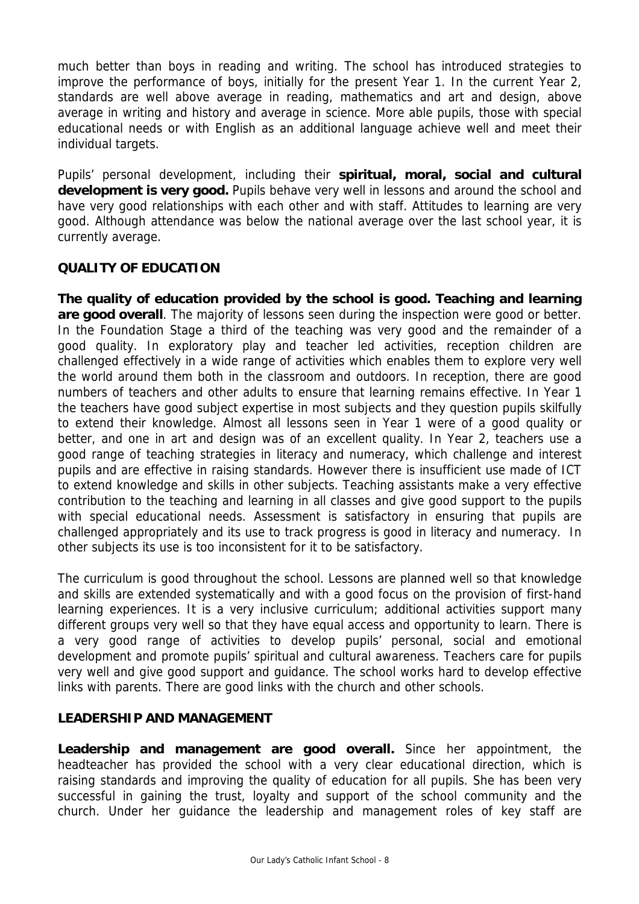much better than boys in reading and writing. The school has introduced strategies to improve the performance of boys, initially for the present Year 1. In the current Year 2, standards are well above average in reading, mathematics and art and design, above average in writing and history and average in science. More able pupils, those with special educational needs or with English as an additional language achieve well and meet their individual targets.

Pupils' personal development, including their **spiritual, moral, social and cultural development is very good.** Pupils behave very well in lessons and around the school and have very good relationships with each other and with staff. Attitudes to learning are very good. Although attendance was below the national average over the last school year, it is currently average.

## QUALITY OF EDUCATION

**The quality of education provided by the school is good. Teaching and learning are good overall**. The majority of lessons seen during the inspection were good or better. In the Foundation Stage a third of the teaching was very good and the remainder of a good quality. In exploratory play and teacher led activities, reception children are challenged effectively in a wide range of activities which enables them to explore very well the world around them both in the classroom and outdoors. In reception, there are good numbers of teachers and other adults to ensure that learning remains effective. In Year 1 the teachers have good subject expertise in most subjects and they question pupils skilfully to extend their knowledge. Almost all lessons seen in Year 1 were of a good quality or better, and one in art and design was of an excellent quality. In Year 2, teachers use a good range of teaching strategies in literacy and numeracy, which challenge and interest pupils and are effective in raising standards. However there is insufficient use made of ICT to extend knowledge and skills in other subjects. Teaching assistants make a very effective contribution to the teaching and learning in all classes and give good support to the pupils with special educational needs. Assessment is satisfactory in ensuring that pupils are challenged appropriately and its use to track progress is good in literacy and numeracy. In other subjects its use is too inconsistent for it to be satisfactory.

The curriculum is good throughout the school. Lessons are planned well so that knowledge and skills are extended systematically and with a good focus on the provision of first-hand learning experiences. It is a very inclusive curriculum; additional activities support many different groups very well so that they have equal access and opportunity to learn. There is a very good range of activities to develop pupils' personal, social and emotional development and promote pupils' spiritual and cultural awareness. Teachers care for pupils very well and give good support and guidance. The school works hard to develop effective links with parents. There are good links with the church and other schools.

## LEADERSHIP AND MANAGEMENT

**Leadership and management are good overall.** Since her appointment, the headteacher has provided the school with a very clear educational direction, which is raising standards and improving the quality of education for all pupils. She has been very successful in gaining the trust, loyalty and support of the school community and the church. Under her guidance the leadership and management roles of key staff are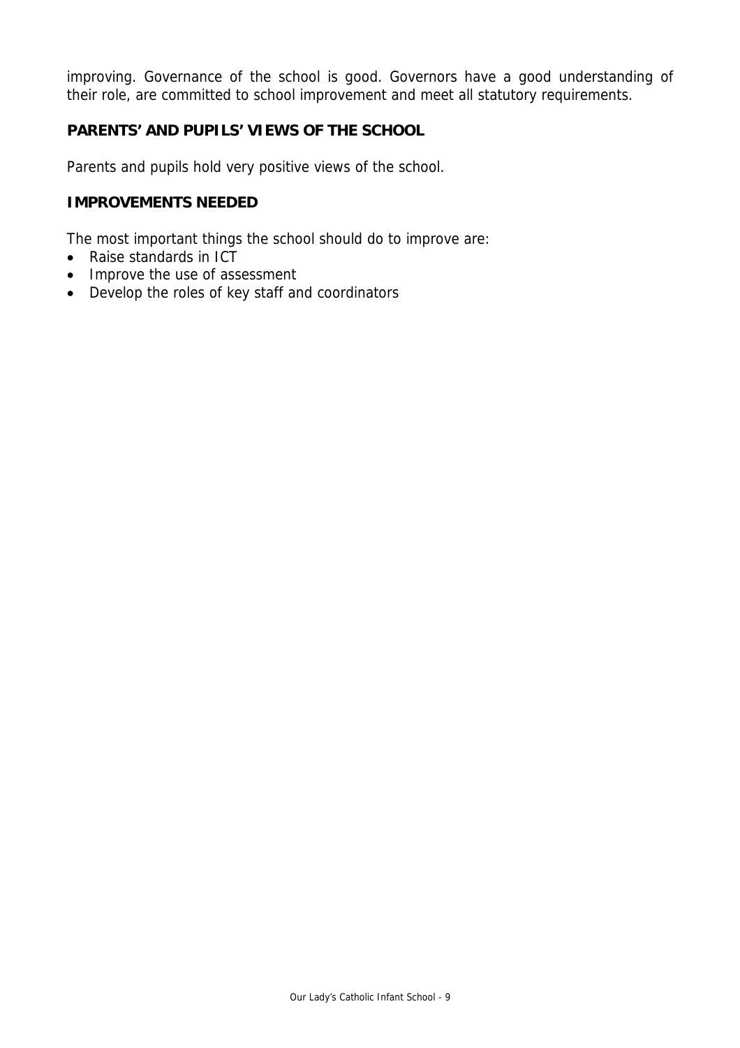improving. Governance of the school is good. Governors have a good understanding of their role, are committed to school improvement and meet all statutory requirements.

**PARENTS' AND PUPILS' VIEWS OF THE SCHOOL**

Parents and pupils hold very positive views of the school.

**IMPROVEMENTS NEEDED**

The most important things the school should do to improve are:

- Raise standards in ICT
- Improve the use of assessment
- Develop the roles of key staff and coordinators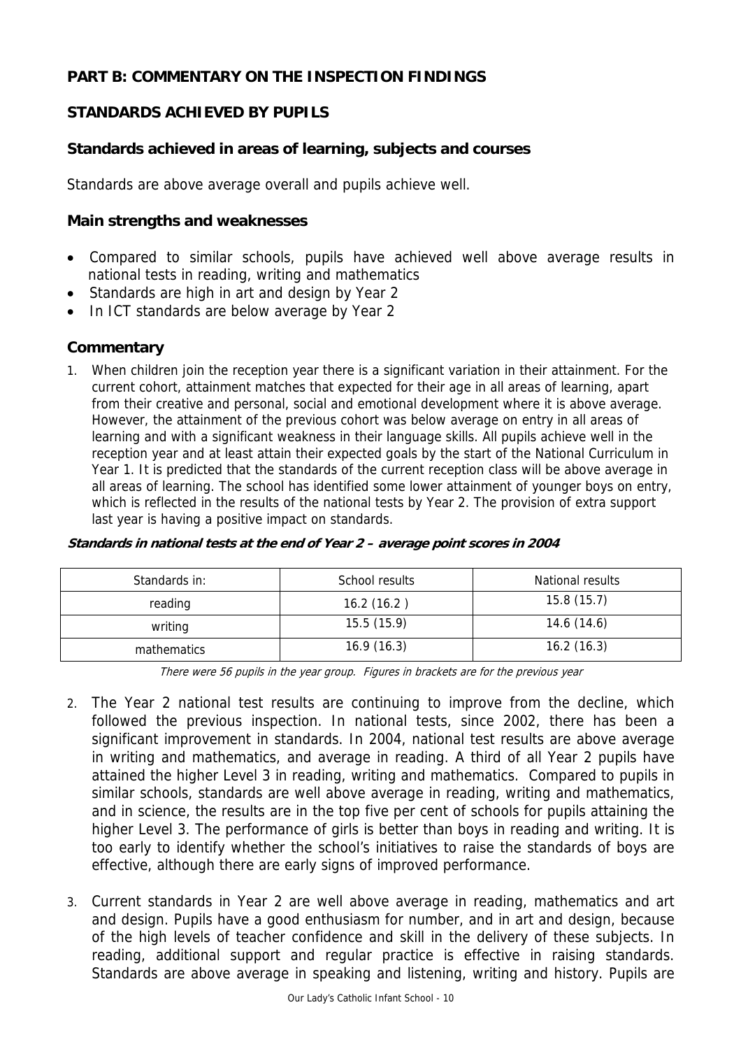## PART B: COMMENTARY ON THE INSPECTION FINDINGS

## STANDARDS ACHIEVED BY PUPILS

### Standards achieved in areas of learning, subjects and courses

Standards are above average overall and pupils achieve well.

### Main strengths and weaknesses

- Compared to similar schools, pupils have achieved well above average results in national tests in reading, writing and mathematics
- Standards are high in art and design by Year 2
- In ICT standards are below average by Year 2

### Commentary

1. When children join the reception year there is a significant variation in their attainment. For the current cohort, attainment matches that expected for their age in all areas of learning, apart from their creative and personal, social and emotional development where it is above average. However, the attainment of the previous cohort was below average on entry in all areas of learning and with a significant weakness in their language skills. All pupils achieve well in the reception year and at least attain their expected goals by the start of the National Curriculum in Year 1. It is predicted that the standards of the current reception class will be above average in all areas of learning. The school has identified some lower attainment of younger boys on entry, which is reflected in the results of the national tests by Year 2. The provision of extra support last year is having a positive impact on standards.

***Standards in national tests at the end of Year 2 – average point scores in 2004***

| Standards in: | School results | National results |
|---|---|---|
| reading | 16.2 (16.2 ) | 15.8 (15.7) |
| writing | 15.5 (15.9) | 14.6 (14.6) |
| mathematics | 16.9 (16.3) | 16.2 (16.3) |

*There were 56 pupils in the year group. Figures in brackets are for the previous year*

2. The Year 2 national test results are continuing to improve from the decline, which followed the previous inspection. In national tests, since 2002, there has been a significant improvement in standards. In 2004, national test results are above average in writing and mathematics, and average in reading. A third of all Year 2 pupils have attained the higher Level 3 in reading, writing and mathematics. Compared to pupils in similar schools, standards are well above average in reading, writing and mathematics, and in science, the results are in the top five per cent of schools for pupils attaining the higher Level 3. The performance of girls is better than boys in reading and writing. It is too early to identify whether the school's initiatives to raise the standards of boys are effective, although there are early signs of improved performance.

3. Current standards in Year 2 are well above average in reading, mathematics and art and design. Pupils have a good enthusiasm for number, and in art and design, because of the high levels of teacher confidence and skill in the delivery of these subjects. In reading, additional support and regular practice is effective in raising standards. Standards are above average in speaking and listening, writing and history. Pupils are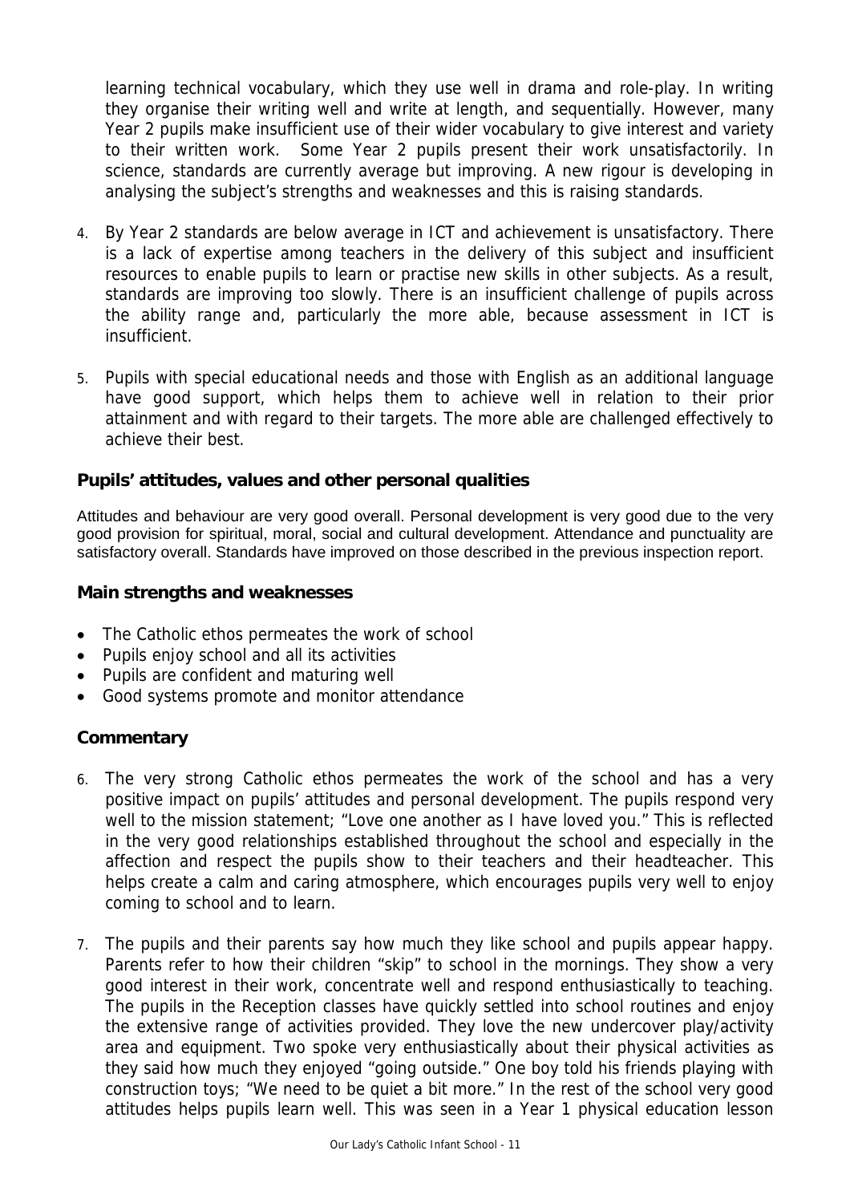learning technical vocabulary, which they use well in drama and role-play. In writing they organise their writing well and write at length, and sequentially. However, many Year 2 pupils make insufficient use of their wider vocabulary to give interest and variety to their written work. Some Year 2 pupils present their work unsatisfactorily. In science, standards are currently average but improving. A new rigour is developing in analysing the subject's strengths and weaknesses and this is raising standards.

4. By Year 2 standards are below average in ICT and achievement is unsatisfactory. There is a lack of expertise among teachers in the delivery of this subject and insufficient resources to enable pupils to learn or practise new skills in other subjects. As a result, standards are improving too slowly. There is an insufficient challenge of pupils across the ability range and, particularly the more able, because assessment in ICT is insufficient.

5. Pupils with special educational needs and those with English as an additional language have good support, which helps them to achieve well in relation to their prior attainment and with regard to their targets. The more able are challenged effectively to achieve their best.

### Pupils' attitudes, values and other personal qualities

Attitudes and behaviour are very good overall. Personal development is very good due to the very good provision for spiritual, moral, social and cultural development. Attendance and punctuality are satisfactory overall. Standards have improved on those described in the previous inspection report.

### Main strengths and weaknesses

- The Catholic ethos permeates the work of school
- Pupils enjoy school and all its activities
- Pupils are confident and maturing well
- Good systems promote and monitor attendance

### Commentary

6. The very strong Catholic ethos permeates the work of the school and has a very positive impact on pupils' attitudes and personal development. The pupils respond very well to the mission statement; "Love one another as I have loved you." This is reflected in the very good relationships established throughout the school and especially in the affection and respect the pupils show to their teachers and their headteacher. This helps create a calm and caring atmosphere, which encourages pupils very well to enjoy coming to school and to learn.

7. The pupils and their parents say how much they like school and pupils appear happy. Parents refer to how their children "skip" to school in the mornings. They show a very good interest in their work, concentrate well and respond enthusiastically to teaching. The pupils in the Reception classes have quickly settled into school routines and enjoy the extensive range of activities provided. They love the new undercover play/activity area and equipment. Two spoke very enthusiastically about their physical activities as they said how much they enjoyed "going outside." One boy told his friends playing with construction toys; "We need to be quiet a bit more." In the rest of the school very good attitudes helps pupils learn well. This was seen in a Year 1 physical education lesson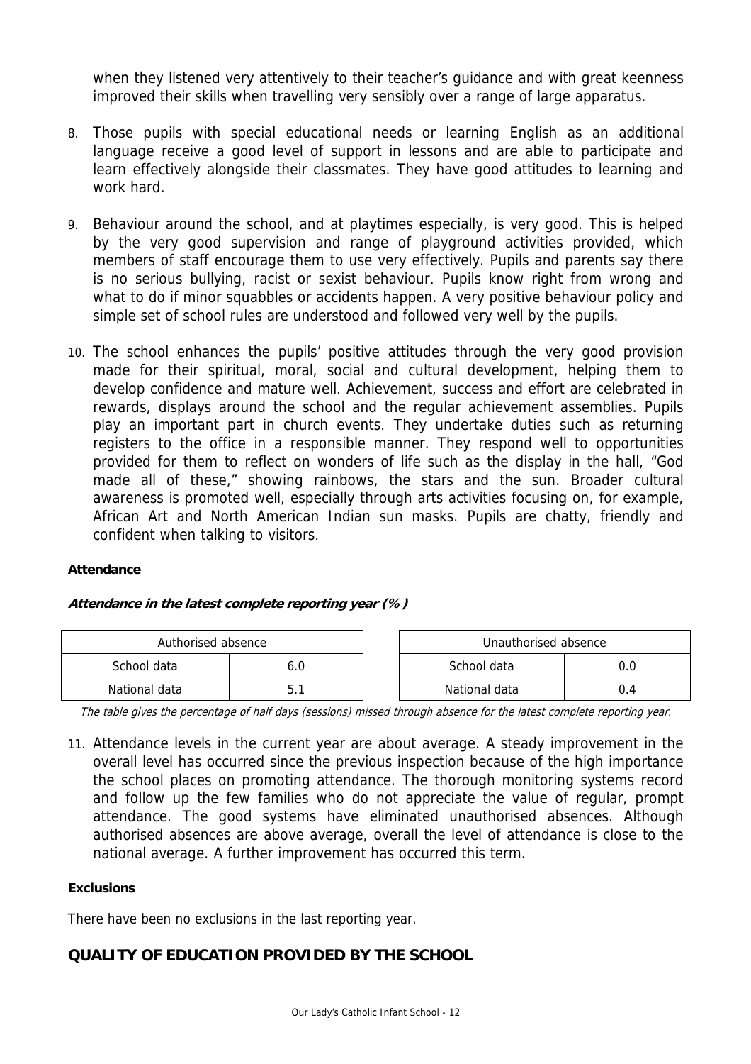when they listened very attentively to their teacher's guidance and with great keenness improved their skills when travelling very sensibly over a range of large apparatus.

8. Those pupils with special educational needs or learning English as an additional language receive a good level of support in lessons and are able to participate and learn effectively alongside their classmates. They have good attitudes to learning and work hard.

9. Behaviour around the school, and at playtimes especially, is very good. This is helped by the very good supervision and range of playground activities provided, which members of staff encourage them to use very effectively. Pupils and parents say there is no serious bullying, racist or sexist behaviour. Pupils know right from wrong and what to do if minor squabbles or accidents happen. A very positive behaviour policy and simple set of school rules are understood and followed very well by the pupils.

10. The school enhances the pupils' positive attitudes through the very good provision made for their spiritual, moral, social and cultural development, helping them to develop confidence and mature well. Achievement, success and effort are celebrated in rewards, displays around the school and the regular achievement assemblies. Pupils play an important part in church events. They undertake duties such as returning registers to the office in a responsible manner. They respond well to opportunities provided for them to reflect on wonders of life such as the display in the hall, "God made all of these," showing rainbows, the stars and the sun. Broader cultural awareness is promoted well, especially through arts activities focusing on, for example, African Art and North American Indian sun masks. Pupils are chatty, friendly and confident when talking to visitors.

**Attendance**

***Attendance in the latest complete reporting year (%)***

| Authorised absence | |
|---|---|
| School data | 6.0 |
| National data | 5.1 |

| Unauthorised absence | |
|---|---|
| School data | 0.0 |
| National data | 0.4 |

*The table gives the percentage of half days (sessions) missed through absence for the latest complete reporting year.*

11. Attendance levels in the current year are about average. A steady improvement in the overall level has occurred since the previous inspection because of the high importance the school places on promoting attendance. The thorough monitoring systems record and follow up the few families who do not appreciate the value of regular, prompt attendance. The good systems have eliminated unauthorised absences. Although authorised absences are above average, overall the level of attendance is close to the national average. A further improvement has occurred this term.

**Exclusions**

There have been no exclusions in the last reporting year.

## QUALITY OF EDUCATION PROVIDED BY THE SCHOOL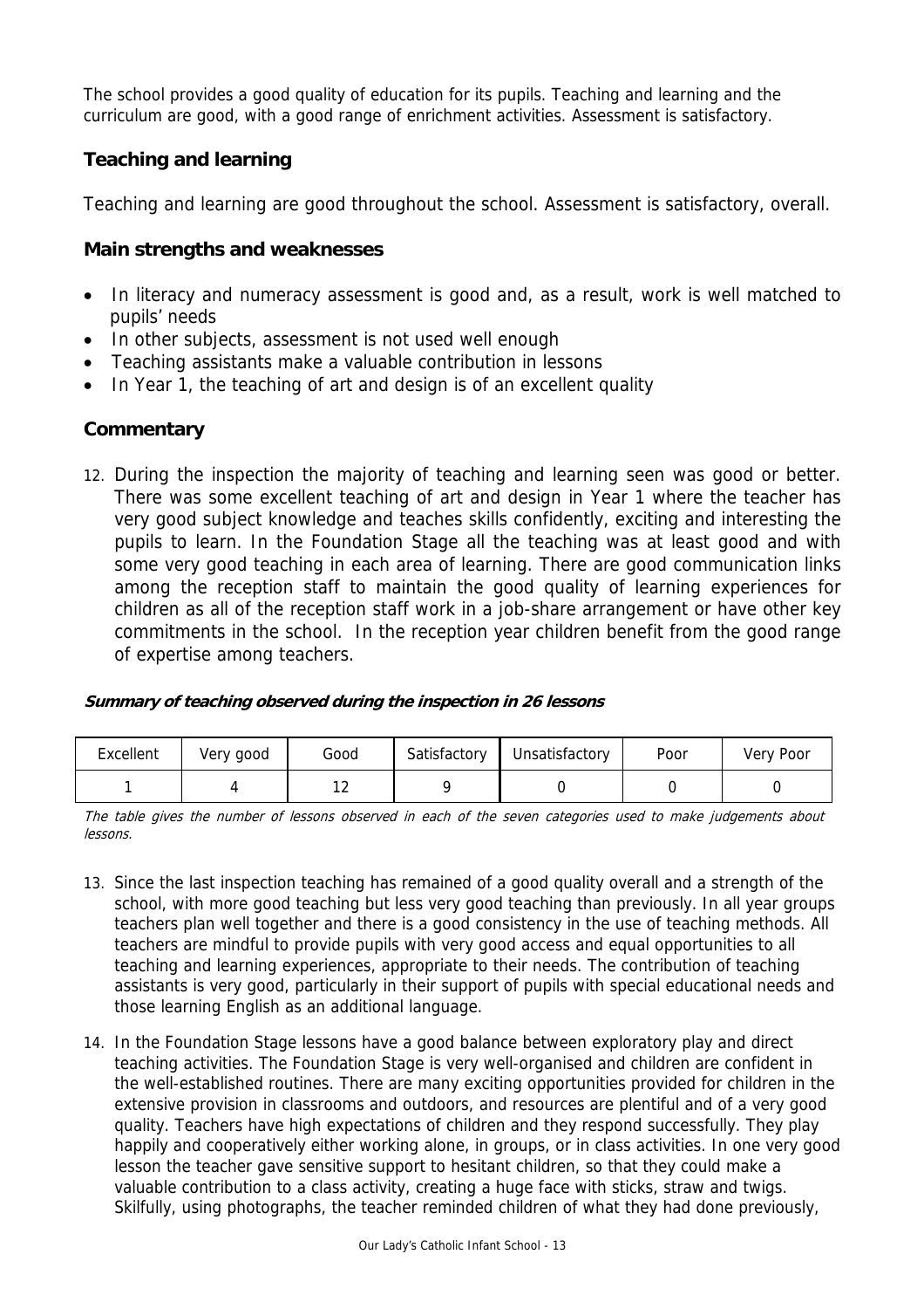The school provides a good quality of education for its pupils. Teaching and learning and the curriculum are good, with a good range of enrichment activities. Assessment is satisfactory.

## Teaching and learning

Teaching and learning are good throughout the school. Assessment is satisfactory, overall.

### Main strengths and weaknesses

- In literacy and numeracy assessment is good and, as a result, work is well matched to pupils' needs
- In other subjects, assessment is not used well enough
- Teaching assistants make a valuable contribution in lessons
- In Year 1, the teaching of art and design is of an excellent quality

### Commentary

12. During the inspection the majority of teaching and learning seen was good or better. There was some excellent teaching of art and design in Year 1 where the teacher has very good subject knowledge and teaches skills confidently, exciting and interesting the pupils to learn. In the Foundation Stage all the teaching was at least good and with some very good teaching in each area of learning. There are good communication links among the reception staff to maintain the good quality of learning experiences for children as all of the reception staff work in a job-share arrangement or have other key commitments in the school. In the reception year children benefit from the good range of expertise among teachers.

***Summary of teaching observed during the inspection in 26 lessons***

| Excellent | Very good | Good | Satisfactory | Unsatisfactory | Poor | Very Poor |
|---|---|---|---|---|---|---|
| 1 | 4 | 12 | 9 | 0 | 0 | 0 |

*The table gives the number of lessons observed in each of the seven categories used to make judgements about lessons.*

13. Since the last inspection teaching has remained of a good quality overall and a strength of the school, with more good teaching but less very good teaching than previously. In all year groups teachers plan well together and there is a good consistency in the use of teaching methods. All teachers are mindful to provide pupils with very good access and equal opportunities to all teaching and learning experiences, appropriate to their needs. The contribution of teaching assistants is very good, particularly in their support of pupils with special educational needs and those learning English as an additional language.

14. In the Foundation Stage lessons have a good balance between exploratory play and direct teaching activities. The Foundation Stage is very well-organised and children are confident in the well-established routines. There are many exciting opportunities provided for children in the extensive provision in classrooms and outdoors, and resources are plentiful and of a very good quality. Teachers have high expectations of children and they respond successfully. They play happily and cooperatively either working alone, in groups, or in class activities. In one very good lesson the teacher gave sensitive support to hesitant children, so that they could make a valuable contribution to a class activity, creating a huge face with sticks, straw and twigs. Skilfully, using photographs, the teacher reminded children of what they had done previously,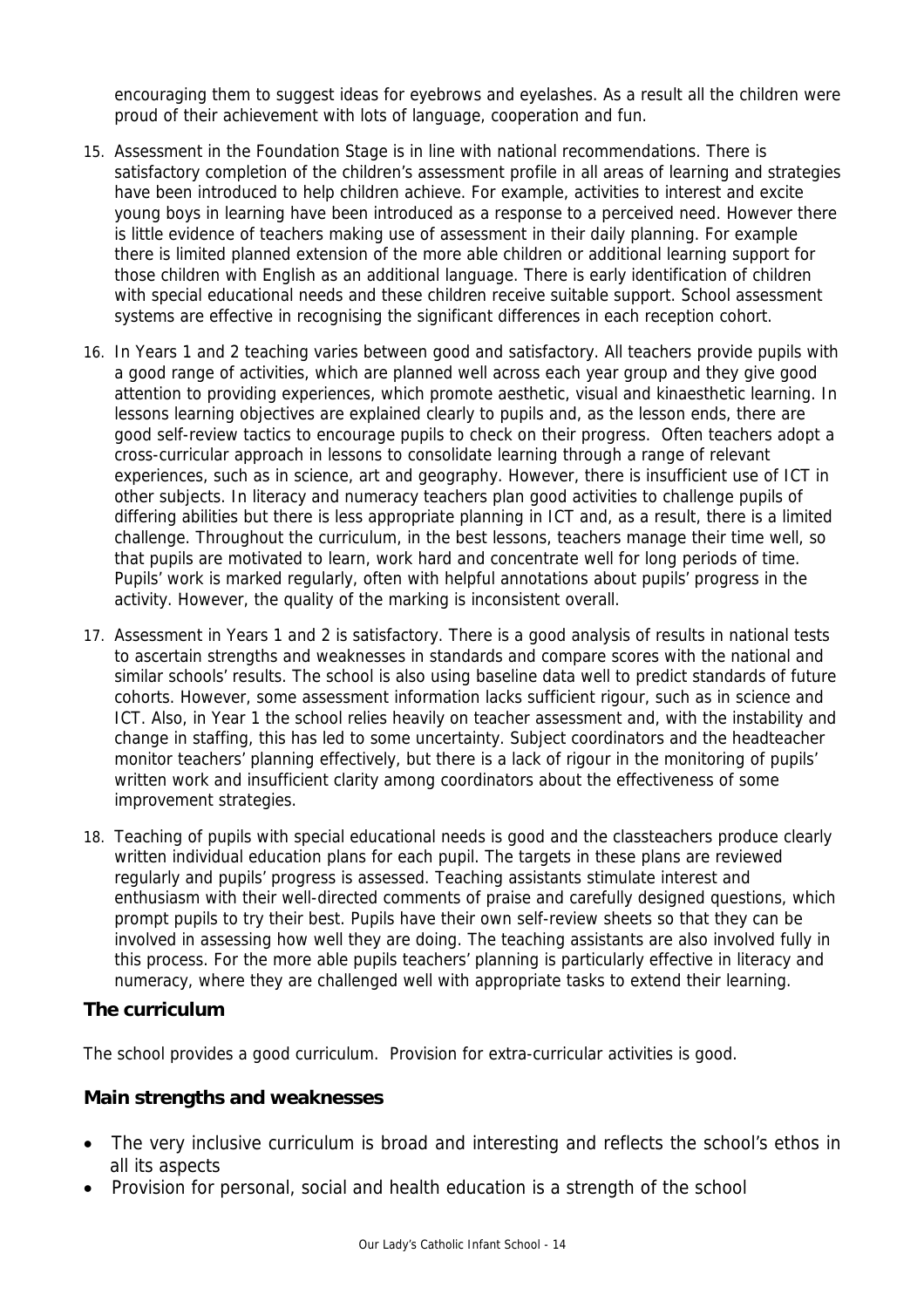encouraging them to suggest ideas for eyebrows and eyelashes. As a result all the children were proud of their achievement with lots of language, cooperation and fun.

15. Assessment in the Foundation Stage is in line with national recommendations. There is satisfactory completion of the children's assessment profile in all areas of learning and strategies have been introduced to help children achieve. For example, activities to interest and excite young boys in learning have been introduced as a response to a perceived need. However there is little evidence of teachers making use of assessment in their daily planning. For example there is limited planned extension of the more able children or additional learning support for those children with English as an additional language. There is early identification of children with special educational needs and these children receive suitable support. School assessment systems are effective in recognising the significant differences in each reception cohort.

16. In Years 1 and 2 teaching varies between good and satisfactory. All teachers provide pupils with a good range of activities, which are planned well across each year group and they give good attention to providing experiences, which promote aesthetic, visual and kinaesthetic learning. In lessons learning objectives are explained clearly to pupils and, as the lesson ends, there are good self-review tactics to encourage pupils to check on their progress. Often teachers adopt a cross-curricular approach in lessons to consolidate learning through a range of relevant experiences, such as in science, art and geography. However, there is insufficient use of ICT in other subjects. In literacy and numeracy teachers plan good activities to challenge pupils of differing abilities but there is less appropriate planning in ICT and, as a result, there is a limited challenge. Throughout the curriculum, in the best lessons, teachers manage their time well, so that pupils are motivated to learn, work hard and concentrate well for long periods of time. Pupils' work is marked regularly, often with helpful annotations about pupils' progress in the activity. However, the quality of the marking is inconsistent overall.

17. Assessment in Years 1 and 2 is satisfactory. There is a good analysis of results in national tests to ascertain strengths and weaknesses in standards and compare scores with the national and similar schools' results. The school is also using baseline data well to predict standards of future cohorts. However, some assessment information lacks sufficient rigour, such as in science and ICT. Also, in Year 1 the school relies heavily on teacher assessment and, with the instability and change in staffing, this has led to some uncertainty. Subject coordinators and the headteacher monitor teachers' planning effectively, but there is a lack of rigour in the monitoring of pupils' written work and insufficient clarity among coordinators about the effectiveness of some improvement strategies.

18. Teaching of pupils with special educational needs is good and the classteachers produce clearly written individual education plans for each pupil. The targets in these plans are reviewed regularly and pupils' progress is assessed. Teaching assistants stimulate interest and enthusiasm with their well-directed comments of praise and carefully designed questions, which prompt pupils to try their best. Pupils have their own self-review sheets so that they can be involved in assessing how well they are doing. The teaching assistants are also involved fully in this process. For the more able pupils teachers' planning is particularly effective in literacy and numeracy, where they are challenged well with appropriate tasks to extend their learning.

## The curriculum

The school provides a good curriculum. Provision for extra-curricular activities is good.

### Main strengths and weaknesses

- The very inclusive curriculum is broad and interesting and reflects the school's ethos in all its aspects
- Provision for personal, social and health education is a strength of the school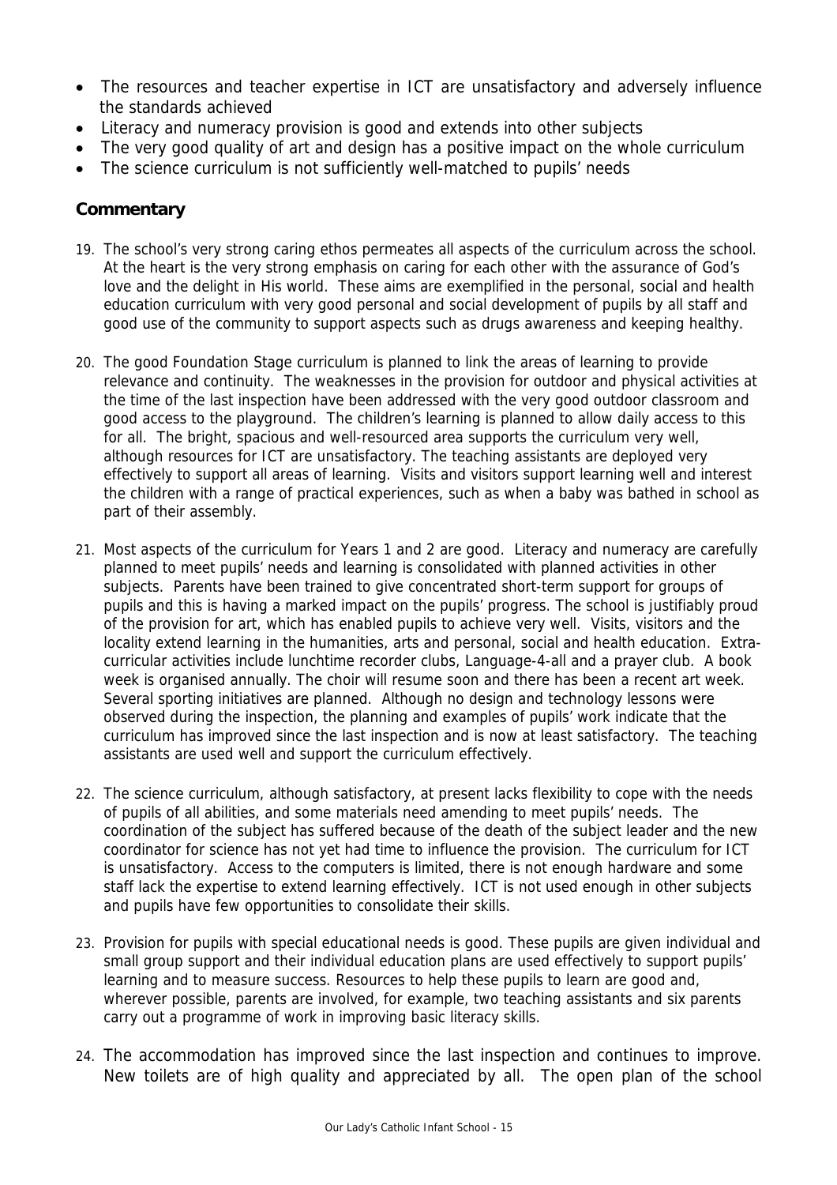- The resources and teacher expertise in ICT are unsatisfactory and adversely influence the standards achieved
- Literacy and numeracy provision is good and extends into other subjects
- The very good quality of art and design has a positive impact on the whole curriculum
- The science curriculum is not sufficiently well-matched to pupils' needs

### Commentary

19. The school's very strong caring ethos permeates all aspects of the curriculum across the school. At the heart is the very strong emphasis on caring for each other with the assurance of God's love and the delight in His world. These aims are exemplified in the personal, social and health education curriculum with very good personal and social development of pupils by all staff and good use of the community to support aspects such as drugs awareness and keeping healthy.

20. The good Foundation Stage curriculum is planned to link the areas of learning to provide relevance and continuity. The weaknesses in the provision for outdoor and physical activities at the time of the last inspection have been addressed with the very good outdoor classroom and good access to the playground. The children's learning is planned to allow daily access to this for all. The bright, spacious and well-resourced area supports the curriculum very well, although resources for ICT are unsatisfactory. The teaching assistants are deployed very effectively to support all areas of learning. Visits and visitors support learning well and interest the children with a range of practical experiences, such as when a baby was bathed in school as part of their assembly.

21. Most aspects of the curriculum for Years 1 and 2 are good. Literacy and numeracy are carefully planned to meet pupils' needs and learning is consolidated with planned activities in other subjects. Parents have been trained to give concentrated short-term support for groups of pupils and this is having a marked impact on the pupils' progress. The school is justifiably proud of the provision for art, which has enabled pupils to achieve very well. Visits, visitors and the locality extend learning in the humanities, arts and personal, social and health education. Extra-curricular activities include lunchtime recorder clubs, Language-4-all and a prayer club. A book week is organised annually. The choir will resume soon and there has been a recent art week. Several sporting initiatives are planned. Although no design and technology lessons were observed during the inspection, the planning and examples of pupils' work indicate that the curriculum has improved since the last inspection and is now at least satisfactory. The teaching assistants are used well and support the curriculum effectively.

22. The science curriculum, although satisfactory, at present lacks flexibility to cope with the needs of pupils of all abilities, and some materials need amending to meet pupils' needs. The coordination of the subject has suffered because of the death of the subject leader and the new coordinator for science has not yet had time to influence the provision. The curriculum for ICT is unsatisfactory. Access to the computers is limited, there is not enough hardware and some staff lack the expertise to extend learning effectively. ICT is not used enough in other subjects and pupils have few opportunities to consolidate their skills.

23. Provision for pupils with special educational needs is good. These pupils are given individual and small group support and their individual education plans are used effectively to support pupils' learning and to measure success. Resources to help these pupils to learn are good and, wherever possible, parents are involved, for example, two teaching assistants and six parents carry out a programme of work in improving basic literacy skills.

24. The accommodation has improved since the last inspection and continues to improve. New toilets are of high quality and appreciated by all. The open plan of the school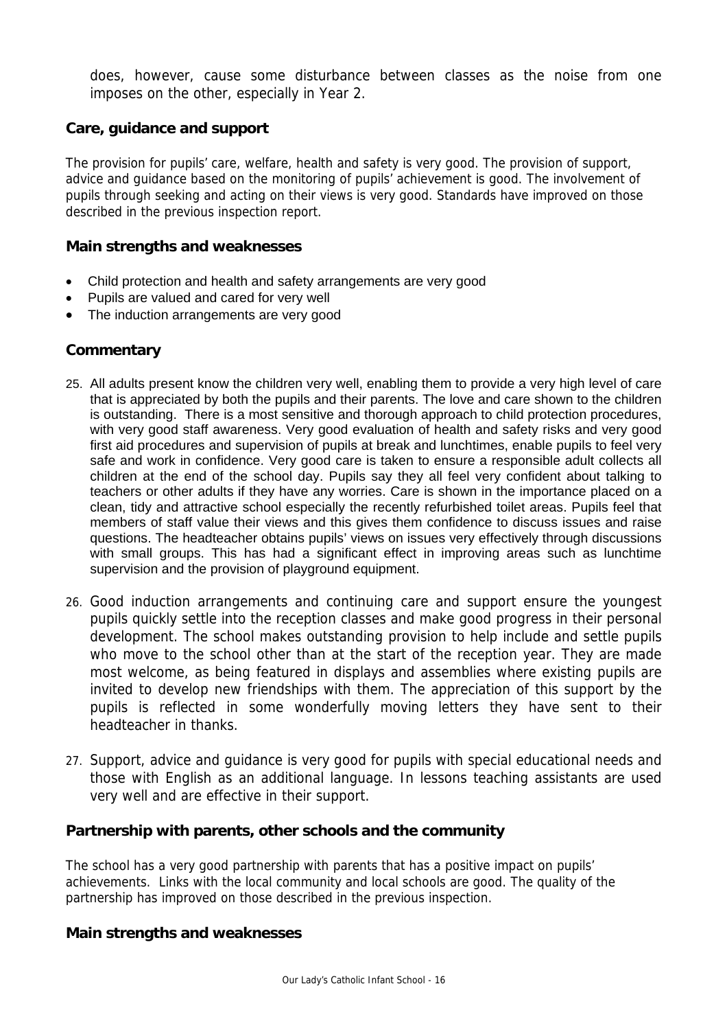does, however, cause some disturbance between classes as the noise from one imposes on the other, especially in Year 2.

### Care, guidance and support

The provision for pupils' care, welfare, health and safety is very good. The provision of support, advice and guidance based on the monitoring of pupils' achievement is good. The involvement of pupils through seeking and acting on their views is very good. Standards have improved on those described in the previous inspection report.

### Main strengths and weaknesses

- Child protection and health and safety arrangements are very good
- Pupils are valued and cared for very well
- The induction arrangements are very good

### Commentary

25. All adults present know the children very well, enabling them to provide a very high level of care that is appreciated by both the pupils and their parents. The love and care shown to the children is outstanding. There is a most sensitive and thorough approach to child protection procedures, with very good staff awareness. Very good evaluation of health and safety risks and very good first aid procedures and supervision of pupils at break and lunchtimes, enable pupils to feel very safe and work in confidence. Very good care is taken to ensure a responsible adult collects all children at the end of the school day. Pupils say they all feel very confident about talking to teachers or other adults if they have any worries. Care is shown in the importance placed on a clean, tidy and attractive school especially the recently refurbished toilet areas. Pupils feel that members of staff value their views and this gives them confidence to discuss issues and raise questions. The headteacher obtains pupils' views on issues very effectively through discussions with small groups. This has had a significant effect in improving areas such as lunchtime supervision and the provision of playground equipment.

26. Good induction arrangements and continuing care and support ensure the youngest pupils quickly settle into the reception classes and make good progress in their personal development. The school makes outstanding provision to help include and settle pupils who move to the school other than at the start of the reception year. They are made most welcome, as being featured in displays and assemblies where existing pupils are invited to develop new friendships with them. The appreciation of this support by the pupils is reflected in some wonderfully moving letters they have sent to their headteacher in thanks.

27. Support, advice and guidance is very good for pupils with special educational needs and those with English as an additional language. In lessons teaching assistants are used very well and are effective in their support.

### Partnership with parents, other schools and the community

The school has a very good partnership with parents that has a positive impact on pupils' achievements. Links with the local community and local schools are good. The quality of the partnership has improved on those described in the previous inspection.

### Main strengths and weaknesses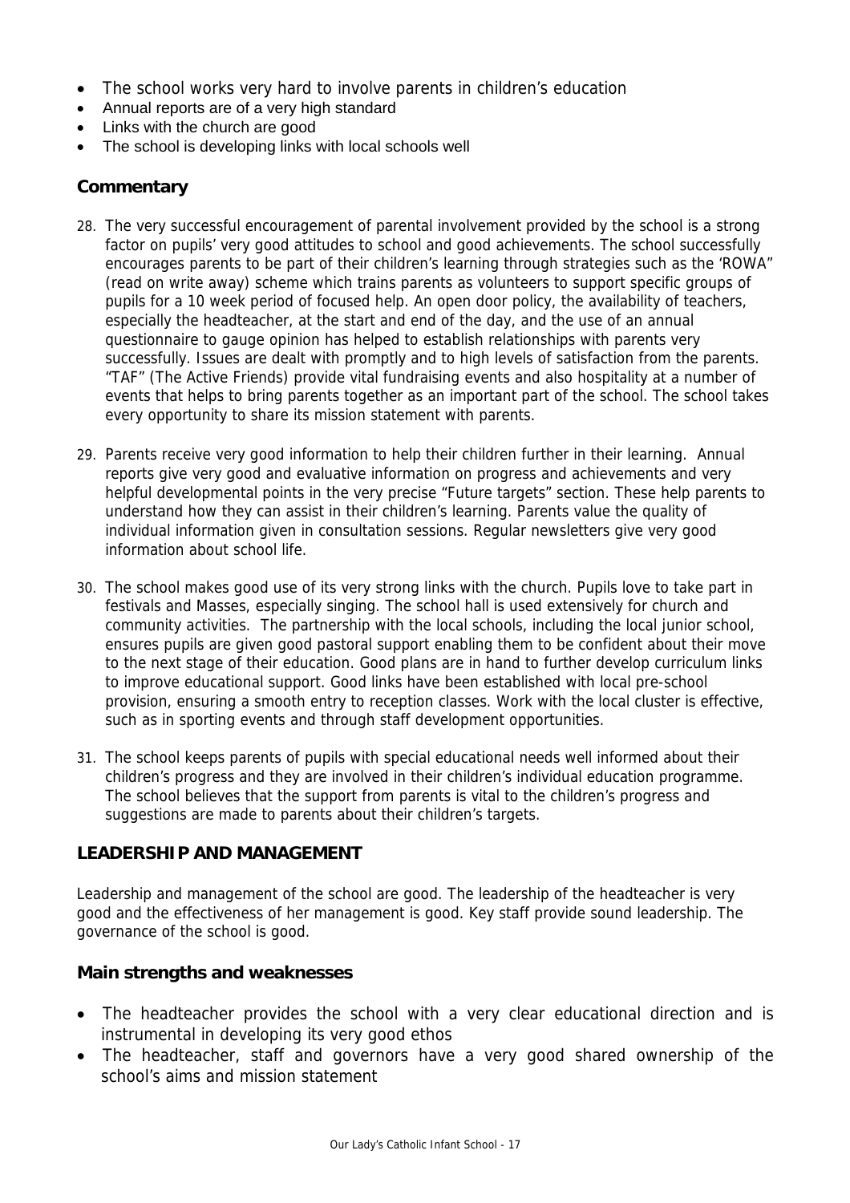- The school works very hard to involve parents in children's education
- Annual reports are of a very high standard
- Links with the church are good
- The school is developing links with local schools well

### Commentary

28. The very successful encouragement of parental involvement provided by the school is a strong factor on pupils' very good attitudes to school and good achievements. The school successfully encourages parents to be part of their children's learning through strategies such as the 'ROWA" (read on write away) scheme which trains parents as volunteers to support specific groups of pupils for a 10 week period of focused help. An open door policy, the availability of teachers, especially the headteacher, at the start and end of the day, and the use of an annual questionnaire to gauge opinion has helped to establish relationships with parents very successfully. Issues are dealt with promptly and to high levels of satisfaction from the parents. "TAF" (The Active Friends) provide vital fundraising events and also hospitality at a number of events that helps to bring parents together as an important part of the school. The school takes every opportunity to share its mission statement with parents.

29. Parents receive very good information to help their children further in their learning. Annual reports give very good and evaluative information on progress and achievements and very helpful developmental points in the very precise "Future targets" section. These help parents to understand how they can assist in their children's learning. Parents value the quality of individual information given in consultation sessions. Regular newsletters give very good information about school life.

30. The school makes good use of its very strong links with the church. Pupils love to take part in festivals and Masses, especially singing. The school hall is used extensively for church and community activities. The partnership with the local schools, including the local junior school, ensures pupils are given good pastoral support enabling them to be confident about their move to the next stage of their education. Good plans are in hand to further develop curriculum links to improve educational support. Good links have been established with local pre-school provision, ensuring a smooth entry to reception classes. Work with the local cluster is effective, such as in sporting events and through staff development opportunities.

31. The school keeps parents of pupils with special educational needs well informed about their children's progress and they are involved in their children's individual education programme. The school believes that the support from parents is vital to the children's progress and suggestions are made to parents about their children's targets.

## LEADERSHIP AND MANAGEMENT

Leadership and management of the school are good. The leadership of the headteacher is very good and the effectiveness of her management is good. Key staff provide sound leadership. The governance of the school is good.

### Main strengths and weaknesses

- The headteacher provides the school with a very clear educational direction and is instrumental in developing its very good ethos
- The headteacher, staff and governors have a very good shared ownership of the school's aims and mission statement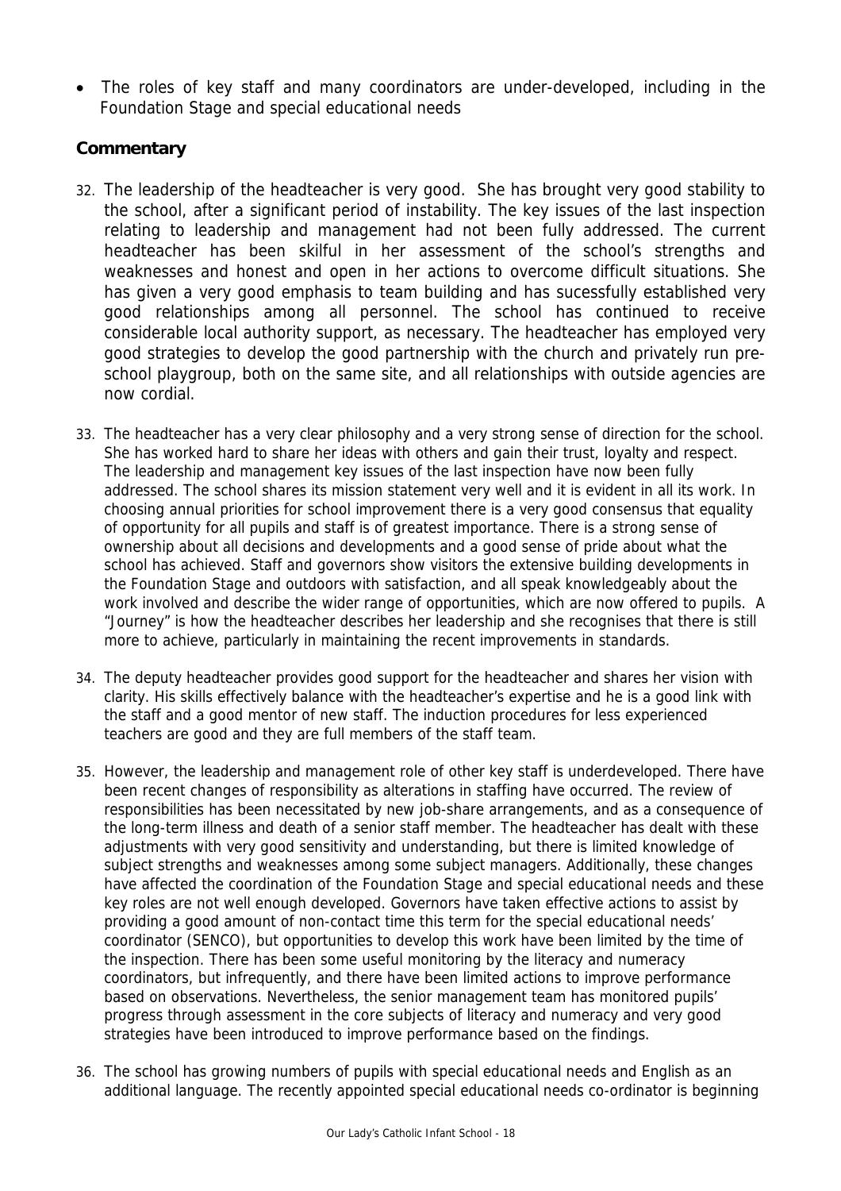- The roles of key staff and many coordinators are under-developed, including in the Foundation Stage and special educational needs

### Commentary

32. The leadership of the headteacher is very good. She has brought very good stability to the school, after a significant period of instability. The key issues of the last inspection relating to leadership and management had not been fully addressed. The current headteacher has been skilful in her assessment of the school's strengths and weaknesses and honest and open in her actions to overcome difficult situations. She has given a very good emphasis to team building and has sucessfully established very good relationships among all personnel. The school has continued to receive considerable local authority support, as necessary. The headteacher has employed very good strategies to develop the good partnership with the church and privately run pre-school playgroup, both on the same site, and all relationships with outside agencies are now cordial.

33. The headteacher has a very clear philosophy and a very strong sense of direction for the school. She has worked hard to share her ideas with others and gain their trust, loyalty and respect. The leadership and management key issues of the last inspection have now been fully addressed. The school shares its mission statement very well and it is evident in all its work. In choosing annual priorities for school improvement there is a very good consensus that equality of opportunity for all pupils and staff is of greatest importance. There is a strong sense of ownership about all decisions and developments and a good sense of pride about what the school has achieved. Staff and governors show visitors the extensive building developments in the Foundation Stage and outdoors with satisfaction, and all speak knowledgeably about the work involved and describe the wider range of opportunities, which are now offered to pupils. A "Journey" is how the headteacher describes her leadership and she recognises that there is still more to achieve, particularly in maintaining the recent improvements in standards.

34. The deputy headteacher provides good support for the headteacher and shares her vision with clarity. His skills effectively balance with the headteacher's expertise and he is a good link with the staff and a good mentor of new staff. The induction procedures for less experienced teachers are good and they are full members of the staff team.

35. However, the leadership and management role of other key staff is underdeveloped. There have been recent changes of responsibility as alterations in staffing have occurred. The review of responsibilities has been necessitated by new job-share arrangements, and as a consequence of the long-term illness and death of a senior staff member. The headteacher has dealt with these adjustments with very good sensitivity and understanding, but there is limited knowledge of subject strengths and weaknesses among some subject managers. Additionally, these changes have affected the coordination of the Foundation Stage and special educational needs and these key roles are not well enough developed. Governors have taken effective actions to assist by providing a good amount of non-contact time this term for the special educational needs' coordinator (SENCO), but opportunities to develop this work have been limited by the time of the inspection. There has been some useful monitoring by the literacy and numeracy coordinators, but infrequently, and there have been limited actions to improve performance based on observations. Nevertheless, the senior management team has monitored pupils' progress through assessment in the core subjects of literacy and numeracy and very good strategies have been introduced to improve performance based on the findings.

36. The school has growing numbers of pupils with special educational needs and English as an additional language. The recently appointed special educational needs co-ordinator is beginning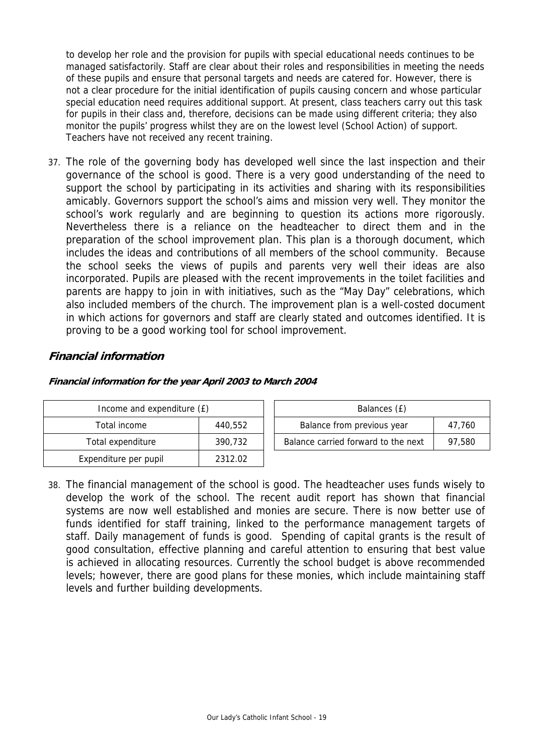to develop her role and the provision for pupils with special educational needs continues to be managed satisfactorily. Staff are clear about their roles and responsibilities in meeting the needs of these pupils and ensure that personal targets and needs are catered for. However, there is not a clear procedure for the initial identification of pupils causing concern and whose particular special education need requires additional support. At present, class teachers carry out this task for pupils in their class and, therefore, decisions can be made using different criteria; they also monitor the pupils' progress whilst they are on the lowest level (School Action) of support. Teachers have not received any recent training.

37. The role of the governing body has developed well since the last inspection and their governance of the school is good. There is a very good understanding of the need to support the school by participating in its activities and sharing with its responsibilities amicably. Governors support the school's aims and mission very well. They monitor the school's work regularly and are beginning to question its actions more rigorously. Nevertheless there is a reliance on the headteacher to direct them and in the preparation of the school improvement plan. This plan is a thorough document, which includes the ideas and contributions of all members of the school community. Because the school seeks the views of pupils and parents very well their ideas are also incorporated. Pupils are pleased with the recent improvements in the toilet facilities and parents are happy to join in with initiatives, such as the "May Day" celebrations, which also included members of the church. The improvement plan is a well-costed document in which actions for governors and staff are clearly stated and outcomes identified. It is proving to be a good working tool for school improvement.

## Financial information

**Financial information for the year April 2003 to March 2004**

| Income and expenditure (£) | |
|---|---|
| Total income | 440,552 |
| Total expenditure | 390,732 |
| Expenditure per pupil | 2312.02 |

| Balances (£) | |
|---|---|
| Balance from previous year | 47,760 |
| Balance carried forward to the next | 97,580 |

38. The financial management of the school is good. The headteacher uses funds wisely to develop the work of the school. The recent audit report has shown that financial systems are now well established and monies are secure. There is now better use of funds identified for staff training, linked to the performance management targets of staff. Daily management of funds is good. Spending of capital grants is the result of good consultation, effective planning and careful attention to ensuring that best value is achieved in allocating resources. Currently the school budget is above recommended levels; however, there are good plans for these monies, which include maintaining staff levels and further building developments.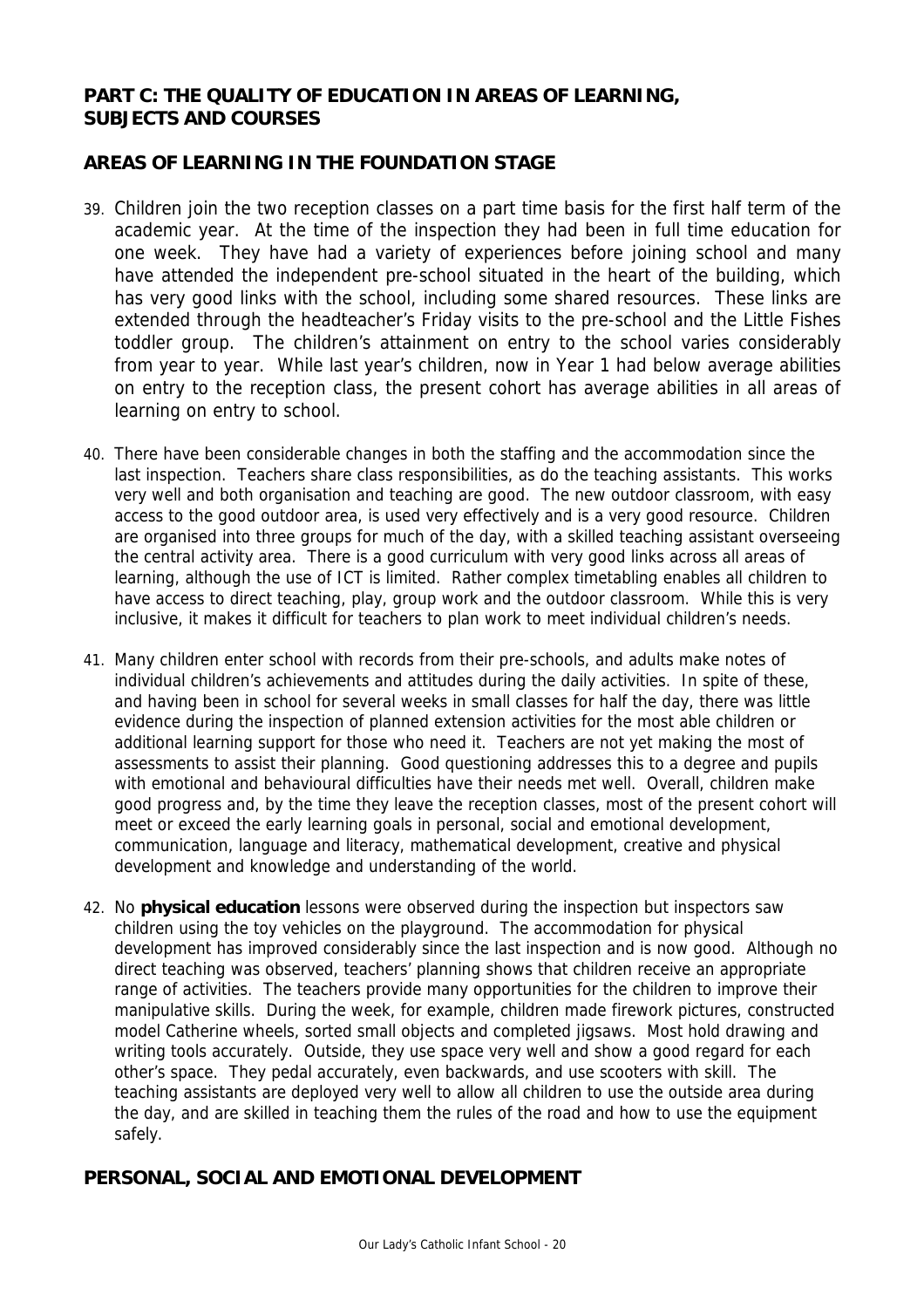## PART C: THE QUALITY OF EDUCATION IN AREAS OF LEARNING, SUBJECTS AND COURSES

## AREAS OF LEARNING IN THE FOUNDATION STAGE

39. Children join the two reception classes on a part time basis for the first half term of the academic year. At the time of the inspection they had been in full time education for one week. They have had a variety of experiences before joining school and many have attended the independent pre-school situated in the heart of the building, which has very good links with the school, including some shared resources. These links are extended through the headteacher's Friday visits to the pre-school and the Little Fishes toddler group. The children's attainment on entry to the school varies considerably from year to year. While last year's children, now in Year 1 had below average abilities on entry to the reception class, the present cohort has average abilities in all areas of learning on entry to school.

40. There have been considerable changes in both the staffing and the accommodation since the last inspection. Teachers share class responsibilities, as do the teaching assistants. This works very well and both organisation and teaching are good. The new outdoor classroom, with easy access to the good outdoor area, is used very effectively and is a very good resource. Children are organised into three groups for much of the day, with a skilled teaching assistant overseeing the central activity area. There is a good curriculum with very good links across all areas of learning, although the use of ICT is limited. Rather complex timetabling enables all children to have access to direct teaching, play, group work and the outdoor classroom. While this is very inclusive, it makes it difficult for teachers to plan work to meet individual children's needs.

41. Many children enter school with records from their pre-schools, and adults make notes of individual children's achievements and attitudes during the daily activities. In spite of these, and having been in school for several weeks in small classes for half the day, there was little evidence during the inspection of planned extension activities for the most able children or additional learning support for those who need it. Teachers are not yet making the most of assessments to assist their planning. Good questioning addresses this to a degree and pupils with emotional and behavioural difficulties have their needs met well. Overall, children make good progress and, by the time they leave the reception classes, most of the present cohort will meet or exceed the early learning goals in personal, social and emotional development, communication, language and literacy, mathematical development, creative and physical development and knowledge and understanding of the world.

42. No **physical education** lessons were observed during the inspection but inspectors saw children using the toy vehicles on the playground. The accommodation for physical development has improved considerably since the last inspection and is now good. Although no direct teaching was observed, teachers' planning shows that children receive an appropriate range of activities. The teachers provide many opportunities for the children to improve their manipulative skills. During the week, for example, children made firework pictures, constructed model Catherine wheels, sorted small objects and completed jigsaws. Most hold drawing and writing tools accurately. Outside, they use space very well and show a good regard for each other's space. They pedal accurately, even backwards, and use scooters with skill. The teaching assistants are deployed very well to allow all children to use the outside area during the day, and are skilled in teaching them the rules of the road and how to use the equipment safely.

## PERSONAL, SOCIAL AND EMOTIONAL DEVELOPMENT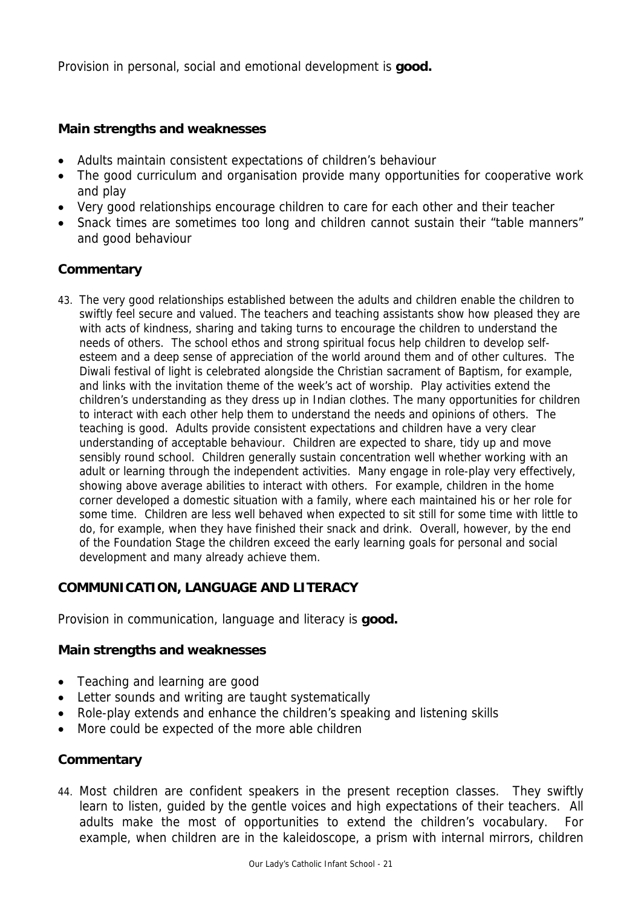Provision in personal, social and emotional development is **good.**

**Main strengths and weaknesses**

- Adults maintain consistent expectations of children's behaviour
- The good curriculum and organisation provide many opportunities for cooperative work and play
- Very good relationships encourage children to care for each other and their teacher
- Snack times are sometimes too long and children cannot sustain their "table manners" and good behaviour

**Commentary**

43. The very good relationships established between the adults and children enable the children to swiftly feel secure and valued. The teachers and teaching assistants show how pleased they are with acts of kindness, sharing and taking turns to encourage the children to understand the needs of others. The school ethos and strong spiritual focus help children to develop self-esteem and a deep sense of appreciation of the world around them and of other cultures. The Diwali festival of light is celebrated alongside the Christian sacrament of Baptism, for example, and links with the invitation theme of the week's act of worship. Play activities extend the children's understanding as they dress up in Indian clothes. The many opportunities for children to interact with each other help them to understand the needs and opinions of others. The teaching is good. Adults provide consistent expectations and children have a very clear understanding of acceptable behaviour. Children are expected to share, tidy up and move sensibly round school. Children generally sustain concentration well whether working with an adult or learning through the independent activities. Many engage in role-play very effectively, showing above average abilities to interact with others. For example, children in the home corner developed a domestic situation with a family, where each maintained his or her role for some time. Children are less well behaved when expected to sit still for some time with little to do, for example, when they have finished their snack and drink. Overall, however, by the end of the Foundation Stage the children exceed the early learning goals for personal and social development and many already achieve them.

**COMMUNICATION, LANGUAGE AND LITERACY**

Provision in communication, language and literacy is **good.**

**Main strengths and weaknesses**

- Teaching and learning are good
- Letter sounds and writing are taught systematically
- Role-play extends and enhance the children's speaking and listening skills
- More could be expected of the more able children

**Commentary**

44. Most children are confident speakers in the present reception classes. They swiftly learn to listen, guided by the gentle voices and high expectations of their teachers. All adults make the most of opportunities to extend the children's vocabulary. For example, when children are in the kaleidoscope, a prism with internal mirrors, children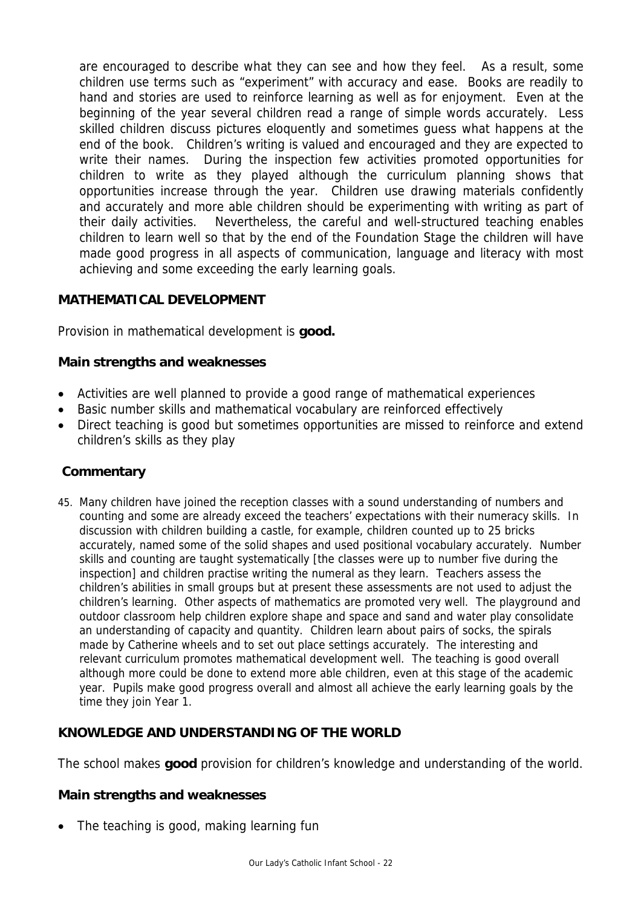are encouraged to describe what they can see and how they feel. As a result, some children use terms such as "experiment" with accuracy and ease. Books are readily to hand and stories are used to reinforce learning as well as for enjoyment. Even at the beginning of the year several children read a range of simple words accurately. Less skilled children discuss pictures eloquently and sometimes guess what happens at the end of the book. Children's writing is valued and encouraged and they are expected to write their names. During the inspection few activities promoted opportunities for children to write as they played although the curriculum planning shows that opportunities increase through the year. Children use drawing materials confidently and accurately and more able children should be experimenting with writing as part of their daily activities. Nevertheless, the careful and well-structured teaching enables children to learn well so that by the end of the Foundation Stage the children will have made good progress in all aspects of communication, language and literacy with most achieving and some exceeding the early learning goals.

## MATHEMATICAL DEVELOPMENT

Provision in mathematical development is **good.**

### Main strengths and weaknesses

- Activities are well planned to provide a good range of mathematical experiences
- Basic number skills and mathematical vocabulary are reinforced effectively
- Direct teaching is good but sometimes opportunities are missed to reinforce and extend children's skills as they play

### Commentary

45. Many children have joined the reception classes with a sound understanding of numbers and counting and some are already exceed the teachers' expectations with their numeracy skills. In discussion with children building a castle, for example, children counted up to 25 bricks accurately, named some of the solid shapes and used positional vocabulary accurately. Number skills and counting are taught systematically [the classes were up to number five during the inspection] and children practise writing the numeral as they learn. Teachers assess the children's abilities in small groups but at present these assessments are not used to adjust the children's learning. Other aspects of mathematics are promoted very well. The playground and outdoor classroom help children explore shape and space and sand and water play consolidate an understanding of capacity and quantity. Children learn about pairs of socks, the spirals made by Catherine wheels and to set out place settings accurately. The interesting and relevant curriculum promotes mathematical development well. The teaching is good overall although more could be done to extend more able children, even at this stage of the academic year. Pupils make good progress overall and almost all achieve the early learning goals by the time they join Year 1.

## KNOWLEDGE AND UNDERSTANDING OF THE WORLD

The school makes **good** provision for children's knowledge and understanding of the world.

### Main strengths and weaknesses

- The teaching is good, making learning fun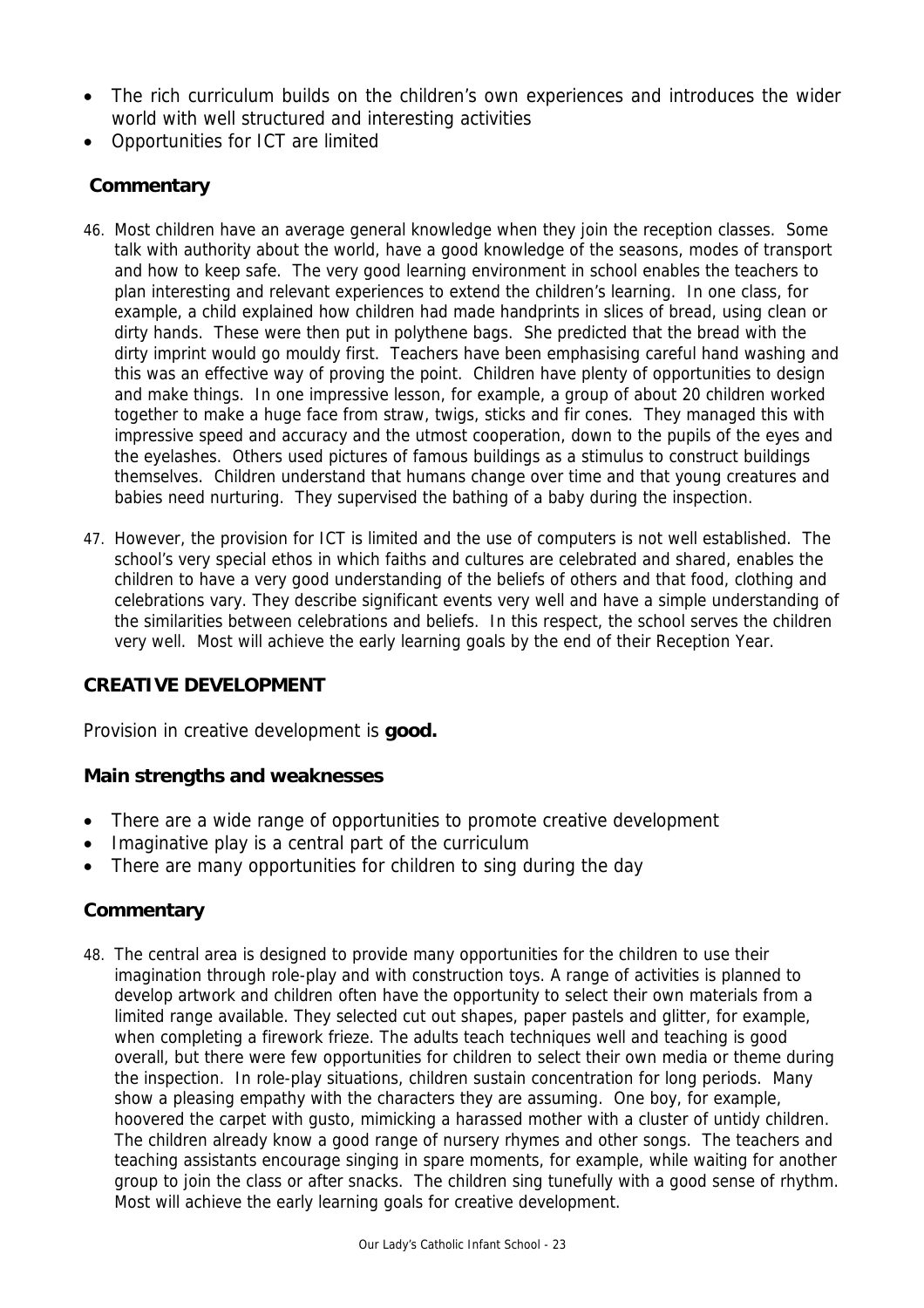- The rich curriculum builds on the children's own experiences and introduces the wider world with well structured and interesting activities
- Opportunities for ICT are limited

### Commentary

46. Most children have an average general knowledge when they join the reception classes. Some talk with authority about the world, have a good knowledge of the seasons, modes of transport and how to keep safe. The very good learning environment in school enables the teachers to plan interesting and relevant experiences to extend the children's learning. In one class, for example, a child explained how children had made handprints in slices of bread, using clean or dirty hands. These were then put in polythene bags. She predicted that the bread with the dirty imprint would go mouldy first. Teachers have been emphasising careful hand washing and this was an effective way of proving the point. Children have plenty of opportunities to design and make things. In one impressive lesson, for example, a group of about 20 children worked together to make a huge face from straw, twigs, sticks and fir cones. They managed this with impressive speed and accuracy and the utmost cooperation, down to the pupils of the eyes and the eyelashes. Others used pictures of famous buildings as a stimulus to construct buildings themselves. Children understand that humans change over time and that young creatures and babies need nurturing. They supervised the bathing of a baby during the inspection.

47. However, the provision for ICT is limited and the use of computers is not well established. The school's very special ethos in which faiths and cultures are celebrated and shared, enables the children to have a very good understanding of the beliefs of others and that food, clothing and celebrations vary. They describe significant events very well and have a simple understanding of the similarities between celebrations and beliefs. In this respect, the school serves the children very well. Most will achieve the early learning goals by the end of their Reception Year.

## CREATIVE DEVELOPMENT

Provision in creative development is **good.**

### Main strengths and weaknesses

- There are a wide range of opportunities to promote creative development
- Imaginative play is a central part of the curriculum
- There are many opportunities for children to sing during the day

### Commentary

48. The central area is designed to provide many opportunities for the children to use their imagination through role-play and with construction toys. A range of activities is planned to develop artwork and children often have the opportunity to select their own materials from a limited range available. They selected cut out shapes, paper pastels and glitter, for example, when completing a firework frieze. The adults teach techniques well and teaching is good overall, but there were few opportunities for children to select their own media or theme during the inspection. In role-play situations, children sustain concentration for long periods. Many show a pleasing empathy with the characters they are assuming. One boy, for example, hoovered the carpet with gusto, mimicking a harassed mother with a cluster of untidy children. The children already know a good range of nursery rhymes and other songs. The teachers and teaching assistants encourage singing in spare moments, for example, while waiting for another group to join the class or after snacks. The children sing tunefully with a good sense of rhythm. Most will achieve the early learning goals for creative development.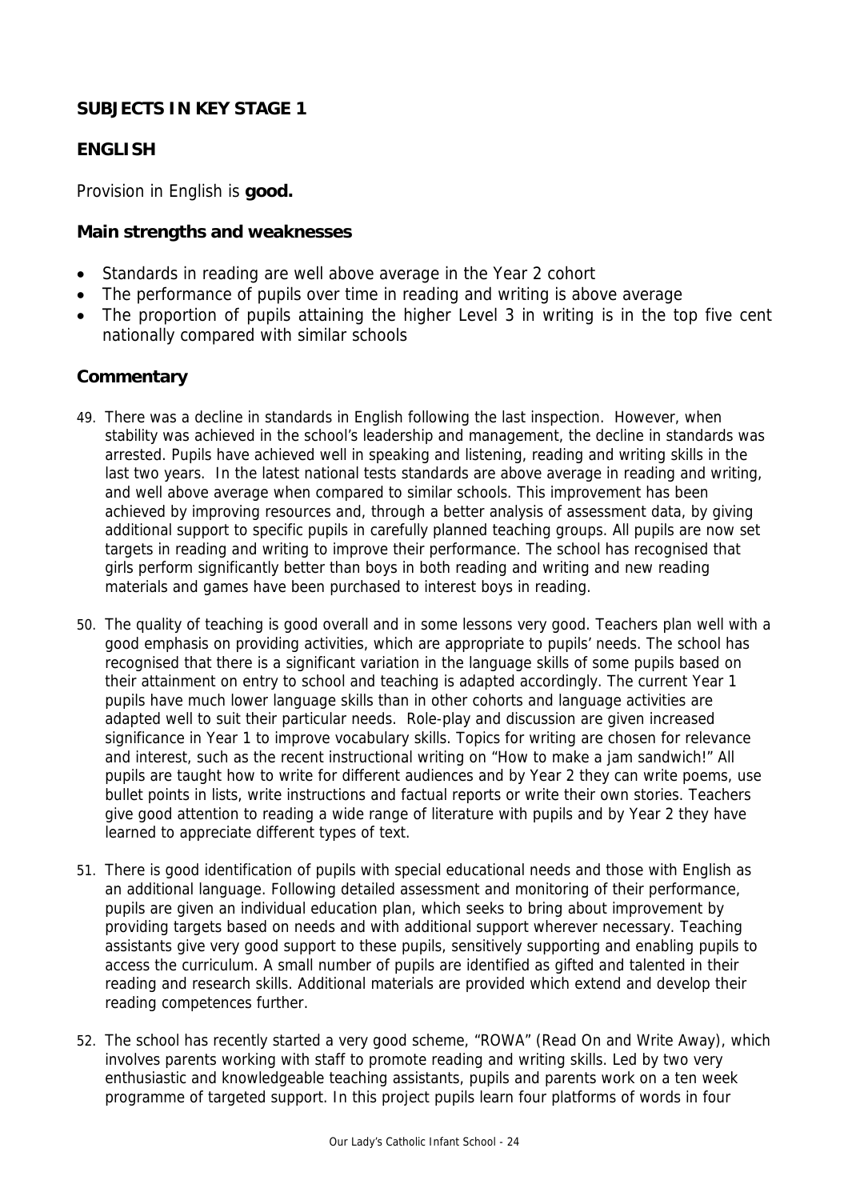## SUBJECTS IN KEY STAGE 1

### ENGLISH

Provision in English is **good.**

### Main strengths and weaknesses

- Standards in reading are well above average in the Year 2 cohort
- The performance of pupils over time in reading and writing is above average
- The proportion of pupils attaining the higher Level 3 in writing is in the top five cent nationally compared with similar schools

### Commentary

49. There was a decline in standards in English following the last inspection. However, when stability was achieved in the school's leadership and management, the decline in standards was arrested. Pupils have achieved well in speaking and listening, reading and writing skills in the last two years. In the latest national tests standards are above average in reading and writing, and well above average when compared to similar schools. This improvement has been achieved by improving resources and, through a better analysis of assessment data, by giving additional support to specific pupils in carefully planned teaching groups. All pupils are now set targets in reading and writing to improve their performance. The school has recognised that girls perform significantly better than boys in both reading and writing and new reading materials and games have been purchased to interest boys in reading.

50. The quality of teaching is good overall and in some lessons very good. Teachers plan well with a good emphasis on providing activities, which are appropriate to pupils' needs. The school has recognised that there is a significant variation in the language skills of some pupils based on their attainment on entry to school and teaching is adapted accordingly. The current Year 1 pupils have much lower language skills than in other cohorts and language activities are adapted well to suit their particular needs. Role-play and discussion are given increased significance in Year 1 to improve vocabulary skills. Topics for writing are chosen for relevance and interest, such as the recent instructional writing on "How to make a jam sandwich!" All pupils are taught how to write for different audiences and by Year 2 they can write poems, use bullet points in lists, write instructions and factual reports or write their own stories. Teachers give good attention to reading a wide range of literature with pupils and by Year 2 they have learned to appreciate different types of text.

51. There is good identification of pupils with special educational needs and those with English as an additional language. Following detailed assessment and monitoring of their performance, pupils are given an individual education plan, which seeks to bring about improvement by providing targets based on needs and with additional support wherever necessary. Teaching assistants give very good support to these pupils, sensitively supporting and enabling pupils to access the curriculum. A small number of pupils are identified as gifted and talented in their reading and research skills. Additional materials are provided which extend and develop their reading competences further.

52. The school has recently started a very good scheme, "ROWA" (Read On and Write Away), which involves parents working with staff to promote reading and writing skills. Led by two very enthusiastic and knowledgeable teaching assistants, pupils and parents work on a ten week programme of targeted support. In this project pupils learn four platforms of words in four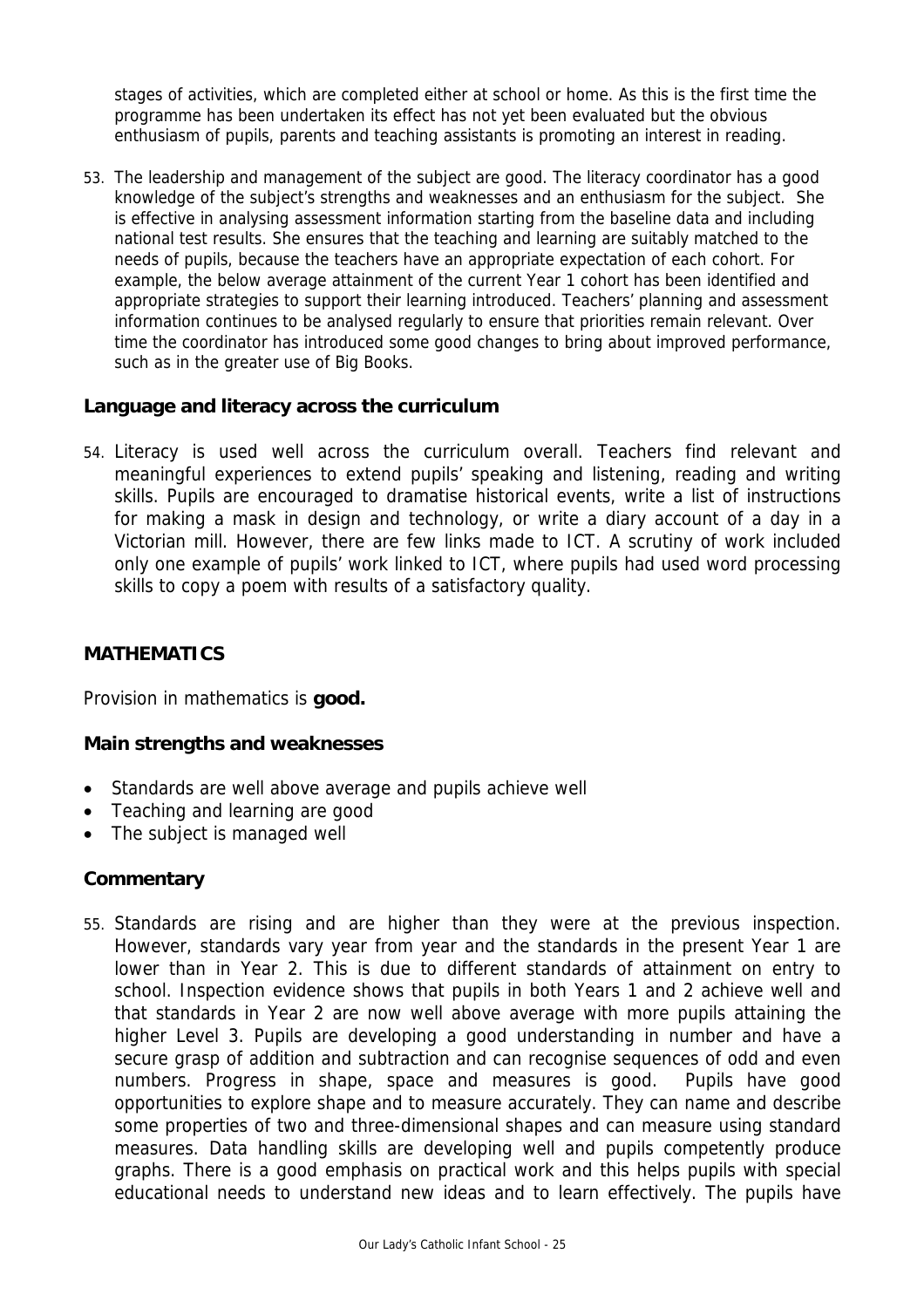stages of activities, which are completed either at school or home. As this is the first time the programme has been undertaken its effect has not yet been evaluated but the obvious enthusiasm of pupils, parents and teaching assistants is promoting an interest in reading.

53. The leadership and management of the subject are good. The literacy coordinator has a good knowledge of the subject's strengths and weaknesses and an enthusiasm for the subject. She is effective in analysing assessment information starting from the baseline data and including national test results. She ensures that the teaching and learning are suitably matched to the needs of pupils, because the teachers have an appropriate expectation of each cohort. For example, the below average attainment of the current Year 1 cohort has been identified and appropriate strategies to support their learning introduced. Teachers' planning and assessment information continues to be analysed regularly to ensure that priorities remain relevant. Over time the coordinator has introduced some good changes to bring about improved performance, such as in the greater use of Big Books.

### Language and literacy across the curriculum

54. Literacy is used well across the curriculum overall. Teachers find relevant and meaningful experiences to extend pupils' speaking and listening, reading and writing skills. Pupils are encouraged to dramatise historical events, write a list of instructions for making a mask in design and technology, or write a diary account of a day in a Victorian mill. However, there are few links made to ICT. A scrutiny of work included only one example of pupils' work linked to ICT, where pupils had used word processing skills to copy a poem with results of a satisfactory quality.

## MATHEMATICS

Provision in mathematics is **good.**

### Main strengths and weaknesses

- Standards are well above average and pupils achieve well
- Teaching and learning are good
- The subject is managed well

### Commentary

55. Standards are rising and are higher than they were at the previous inspection. However, standards vary year from year and the standards in the present Year 1 are lower than in Year 2. This is due to different standards of attainment on entry to school. Inspection evidence shows that pupils in both Years 1 and 2 achieve well and that standards in Year 2 are now well above average with more pupils attaining the higher Level 3. Pupils are developing a good understanding in number and have a secure grasp of addition and subtraction and can recognise sequences of odd and even numbers. Progress in shape, space and measures is good. Pupils have good opportunities to explore shape and to measure accurately. They can name and describe some properties of two and three-dimensional shapes and can measure using standard measures. Data handling skills are developing well and pupils competently produce graphs. There is a good emphasis on practical work and this helps pupils with special educational needs to understand new ideas and to learn effectively. The pupils have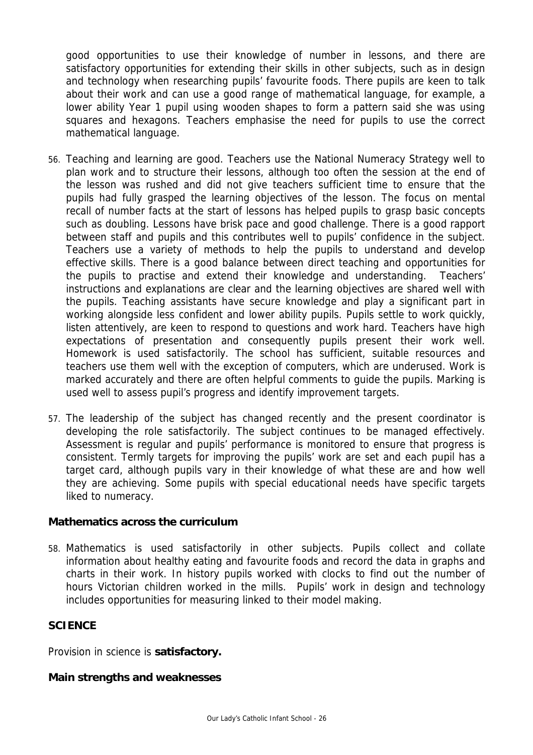good opportunities to use their knowledge of number in lessons, and there are satisfactory opportunities for extending their skills in other subjects, such as in design and technology when researching pupils' favourite foods. There pupils are keen to talk about their work and can use a good range of mathematical language, for example, a lower ability Year 1 pupil using wooden shapes to form a pattern said she was using squares and hexagons. Teachers emphasise the need for pupils to use the correct mathematical language.

56. Teaching and learning are good. Teachers use the National Numeracy Strategy well to plan work and to structure their lessons, although too often the session at the end of the lesson was rushed and did not give teachers sufficient time to ensure that the pupils had fully grasped the learning objectives of the lesson. The focus on mental recall of number facts at the start of lessons has helped pupils to grasp basic concepts such as doubling. Lessons have brisk pace and good challenge. There is a good rapport between staff and pupils and this contributes well to pupils' confidence in the subject. Teachers use a variety of methods to help the pupils to understand and develop effective skills. There is a good balance between direct teaching and opportunities for the pupils to practise and extend their knowledge and understanding. Teachers' instructions and explanations are clear and the learning objectives are shared well with the pupils. Teaching assistants have secure knowledge and play a significant part in working alongside less confident and lower ability pupils. Pupils settle to work quickly, listen attentively, are keen to respond to questions and work hard. Teachers have high expectations of presentation and consequently pupils present their work well. Homework is used satisfactorily. The school has sufficient, suitable resources and teachers use them well with the exception of computers, which are underused. Work is marked accurately and there are often helpful comments to guide the pupils. Marking is used well to assess pupil's progress and identify improvement targets.

57. The leadership of the subject has changed recently and the present coordinator is developing the role satisfactorily. The subject continues to be managed effectively. Assessment is regular and pupils' performance is monitored to ensure that progress is consistent. Termly targets for improving the pupils' work are set and each pupil has a target card, although pupils vary in their knowledge of what these are and how well they are achieving. Some pupils with special educational needs have specific targets liked to numeracy.

### Mathematics across the curriculum

58. Mathematics is used satisfactorily in other subjects. Pupils collect and collate information about healthy eating and favourite foods and record the data in graphs and charts in their work. In history pupils worked with clocks to find out the number of hours Victorian children worked in the mills. Pupils' work in design and technology includes opportunities for measuring linked to their model making.

## SCIENCE

Provision in science is **satisfactory.**

### Main strengths and weaknesses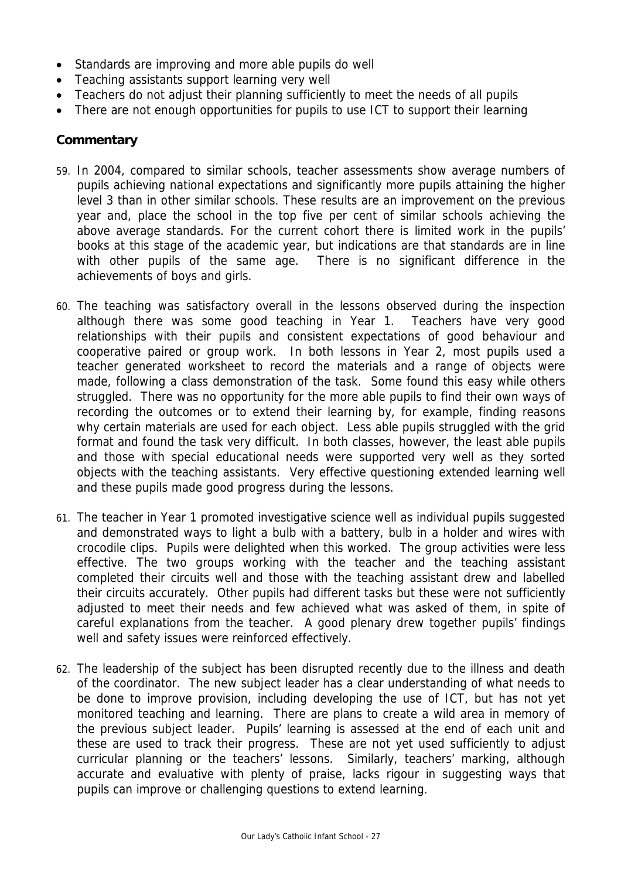- Standards are improving and more able pupils do well
- Teaching assistants support learning very well
- Teachers do not adjust their planning sufficiently to meet the needs of all pupils
- There are not enough opportunities for pupils to use ICT to support their learning

### Commentary

59. In 2004, compared to similar schools, teacher assessments show average numbers of pupils achieving national expectations and significantly more pupils attaining the higher level 3 than in other similar schools. These results are an improvement on the previous year and, place the school in the top five per cent of similar schools achieving the above average standards. For the current cohort there is limited work in the pupils' books at this stage of the academic year, but indications are that standards are in line with other pupils of the same age. There is no significant difference in the achievements of boys and girls.

60. The teaching was satisfactory overall in the lessons observed during the inspection although there was some good teaching in Year 1. Teachers have very good relationships with their pupils and consistent expectations of good behaviour and cooperative paired or group work. In both lessons in Year 2, most pupils used a teacher generated worksheet to record the materials and a range of objects were made, following a class demonstration of the task. Some found this easy while others struggled. There was no opportunity for the more able pupils to find their own ways of recording the outcomes or to extend their learning by, for example, finding reasons why certain materials are used for each object. Less able pupils struggled with the grid format and found the task very difficult. In both classes, however, the least able pupils and those with special educational needs were supported very well as they sorted objects with the teaching assistants. Very effective questioning extended learning well and these pupils made good progress during the lessons.

61. The teacher in Year 1 promoted investigative science well as individual pupils suggested and demonstrated ways to light a bulb with a battery, bulb in a holder and wires with crocodile clips. Pupils were delighted when this worked. The group activities were less effective. The two groups working with the teacher and the teaching assistant completed their circuits well and those with the teaching assistant drew and labelled their circuits accurately. Other pupils had different tasks but these were not sufficiently adjusted to meet their needs and few achieved what was asked of them, in spite of careful explanations from the teacher. A good plenary drew together pupils' findings well and safety issues were reinforced effectively.

62. The leadership of the subject has been disrupted recently due to the illness and death of the coordinator. The new subject leader has a clear understanding of what needs to be done to improve provision, including developing the use of ICT, but has not yet monitored teaching and learning. There are plans to create a wild area in memory of the previous subject leader. Pupils' learning is assessed at the end of each unit and these are used to track their progress. These are not yet used sufficiently to adjust curricular planning or the teachers' lessons. Similarly, teachers' marking, although accurate and evaluative with plenty of praise, lacks rigour in suggesting ways that pupils can improve or challenging questions to extend learning.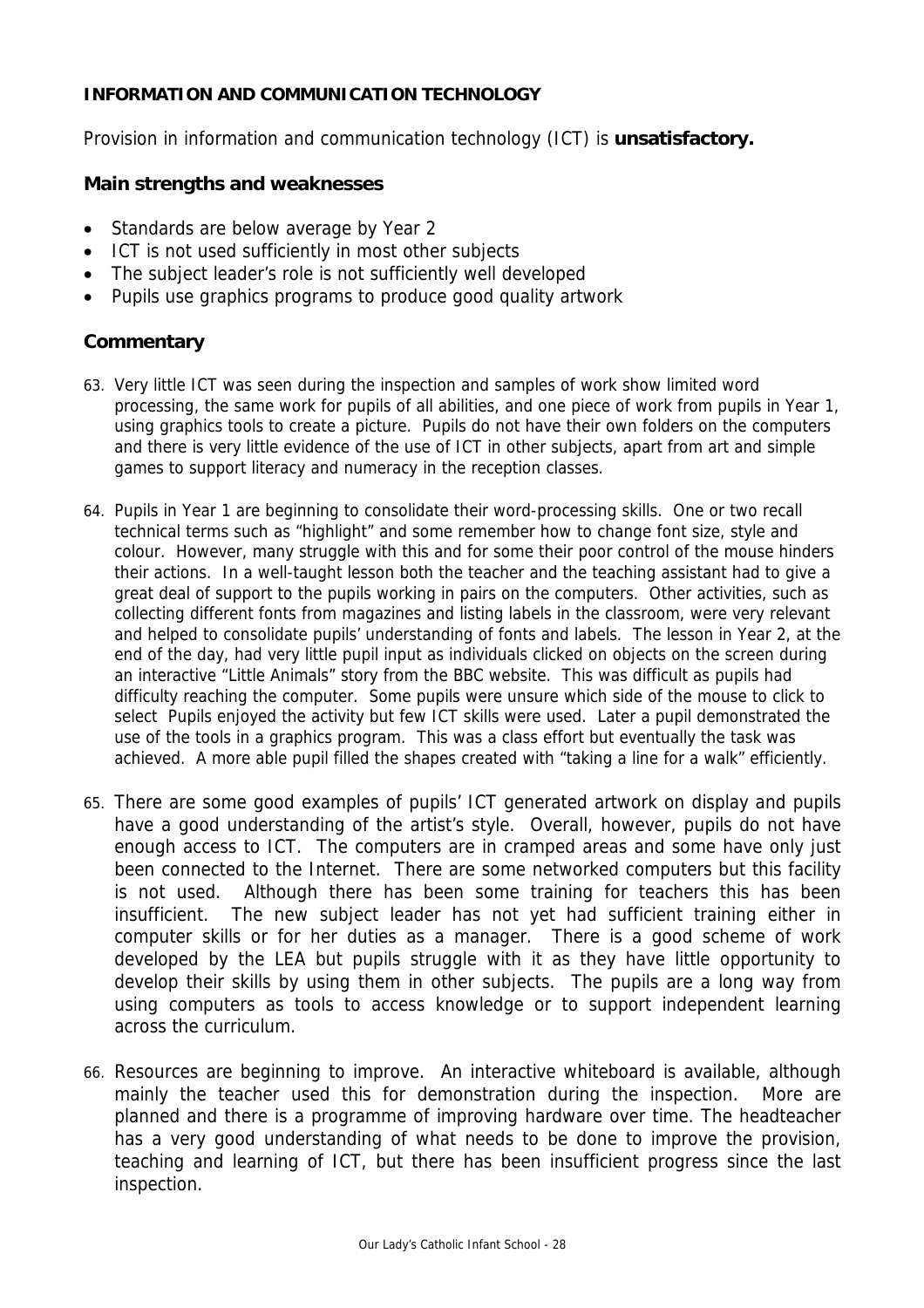**INFORMATION AND COMMUNICATION TECHNOLOGY**

Provision in information and communication technology (ICT) is **unsatisfactory.**

## Main strengths and weaknesses

- Standards are below average by Year 2
- ICT is not used sufficiently in most other subjects
- The subject leader's role is not sufficiently well developed
- Pupils use graphics programs to produce good quality artwork

## Commentary

63. Very little ICT was seen during the inspection and samples of work show limited word processing, the same work for pupils of all abilities, and one piece of work from pupils in Year 1, using graphics tools to create a picture. Pupils do not have their own folders on the computers and there is very little evidence of the use of ICT in other subjects, apart from art and simple games to support literacy and numeracy in the reception classes.

64. Pupils in Year 1 are beginning to consolidate their word-processing skills. One or two recall technical terms such as "highlight" and some remember how to change font size, style and colour. However, many struggle with this and for some their poor control of the mouse hinders their actions. In a well-taught lesson both the teacher and the teaching assistant had to give a great deal of support to the pupils working in pairs on the computers. Other activities, such as collecting different fonts from magazines and listing labels in the classroom, were very relevant and helped to consolidate pupils' understanding of fonts and labels. The lesson in Year 2, at the end of the day, had very little pupil input as individuals clicked on objects on the screen during an interactive "Little Animals" story from the BBC website. This was difficult as pupils had difficulty reaching the computer. Some pupils were unsure which side of the mouse to click to select Pupils enjoyed the activity but few ICT skills were used. Later a pupil demonstrated the use of the tools in a graphics program. This was a class effort but eventually the task was achieved. A more able pupil filled the shapes created with "taking a line for a walk" efficiently.

65. There are some good examples of pupils' ICT generated artwork on display and pupils have a good understanding of the artist's style. Overall, however, pupils do not have enough access to ICT. The computers are in cramped areas and some have only just been connected to the Internet. There are some networked computers but this facility is not used. Although there has been some training for teachers this has been insufficient. The new subject leader has not yet had sufficient training either in computer skills or for her duties as a manager. There is a good scheme of work developed by the LEA but pupils struggle with it as they have little opportunity to develop their skills by using them in other subjects. The pupils are a long way from using computers as tools to access knowledge or to support independent learning across the curriculum.

66. Resources are beginning to improve. An interactive whiteboard is available, although mainly the teacher used this for demonstration during the inspection. More are planned and there is a programme of improving hardware over time. The headteacher has a very good understanding of what needs to be done to improve the provision, teaching and learning of ICT, but there has been insufficient progress since the last inspection.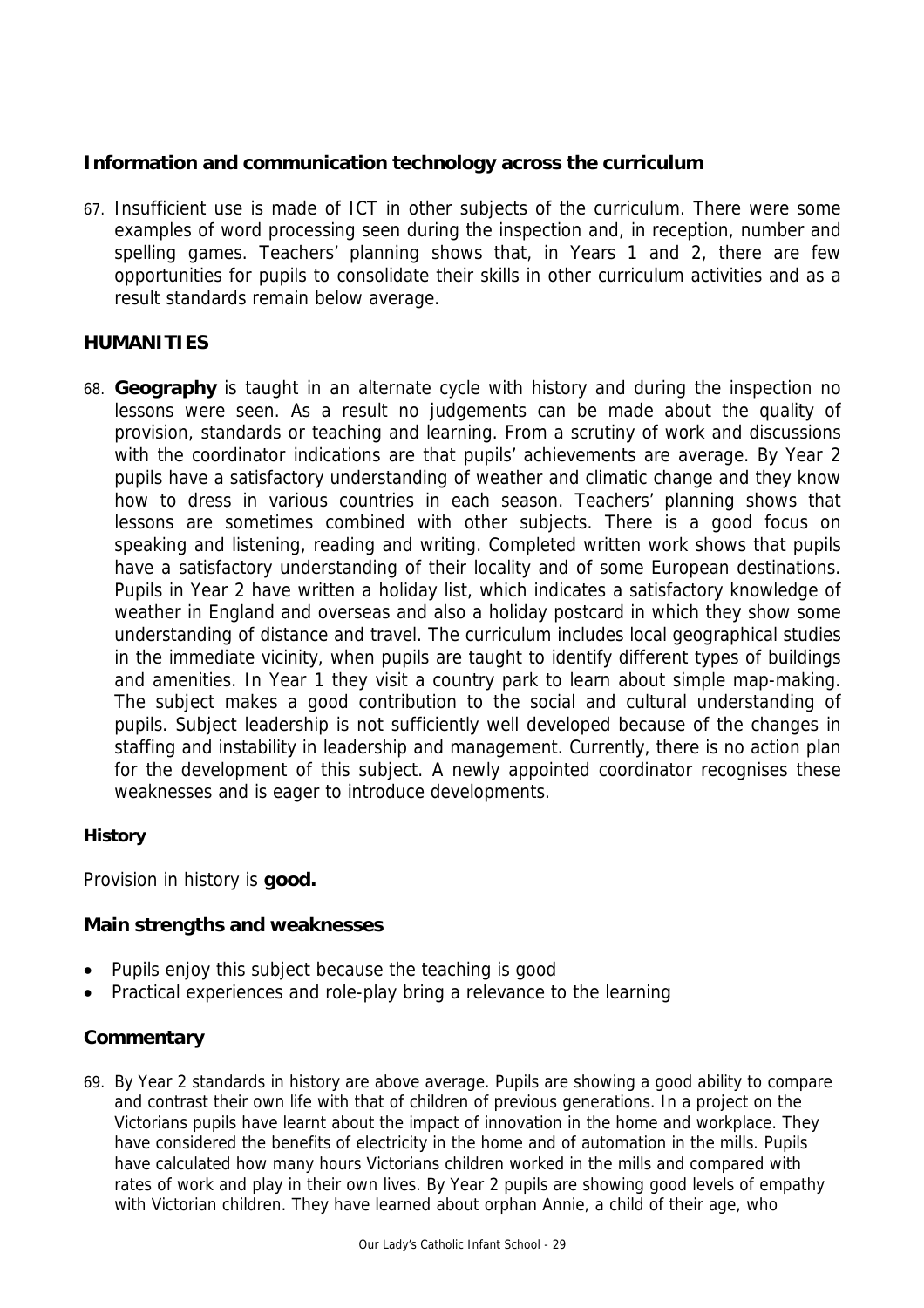### Information and communication technology across the curriculum

67. Insufficient use is made of ICT in other subjects of the curriculum. There were some examples of word processing seen during the inspection and, in reception, number and spelling games. Teachers' planning shows that, in Years 1 and 2, there are few opportunities for pupils to consolidate their skills in other curriculum activities and as a result standards remain below average.

## HUMANITIES

68. **Geography** is taught in an alternate cycle with history and during the inspection no lessons were seen. As a result no judgements can be made about the quality of provision, standards or teaching and learning. From a scrutiny of work and discussions with the coordinator indications are that pupils' achievements are average. By Year 2 pupils have a satisfactory understanding of weather and climatic change and they know how to dress in various countries in each season. Teachers' planning shows that lessons are sometimes combined with other subjects. There is a good focus on speaking and listening, reading and writing. Completed written work shows that pupils have a satisfactory understanding of their locality and of some European destinations. Pupils in Year 2 have written a holiday list, which indicates a satisfactory knowledge of weather in England and overseas and also a holiday postcard in which they show some understanding of distance and travel. The curriculum includes local geographical studies in the immediate vicinity, when pupils are taught to identify different types of buildings and amenities. In Year 1 they visit a country park to learn about simple map-making. The subject makes a good contribution to the social and cultural understanding of pupils. Subject leadership is not sufficiently well developed because of the changes in staffing and instability in leadership and management. Currently, there is no action plan for the development of this subject. A newly appointed coordinator recognises these weaknesses and is eager to introduce developments.

#### History

Provision in history is **good.**

### Main strengths and weaknesses

- Pupils enjoy this subject because the teaching is good
- Practical experiences and role-play bring a relevance to the learning

### Commentary

69. By Year 2 standards in history are above average. Pupils are showing a good ability to compare and contrast their own life with that of children of previous generations. In a project on the Victorians pupils have learnt about the impact of innovation in the home and workplace. They have considered the benefits of electricity in the home and of automation in the mills. Pupils have calculated how many hours Victorians children worked in the mills and compared with rates of work and play in their own lives. By Year 2 pupils are showing good levels of empathy with Victorian children. They have learned about orphan Annie, a child of their age, who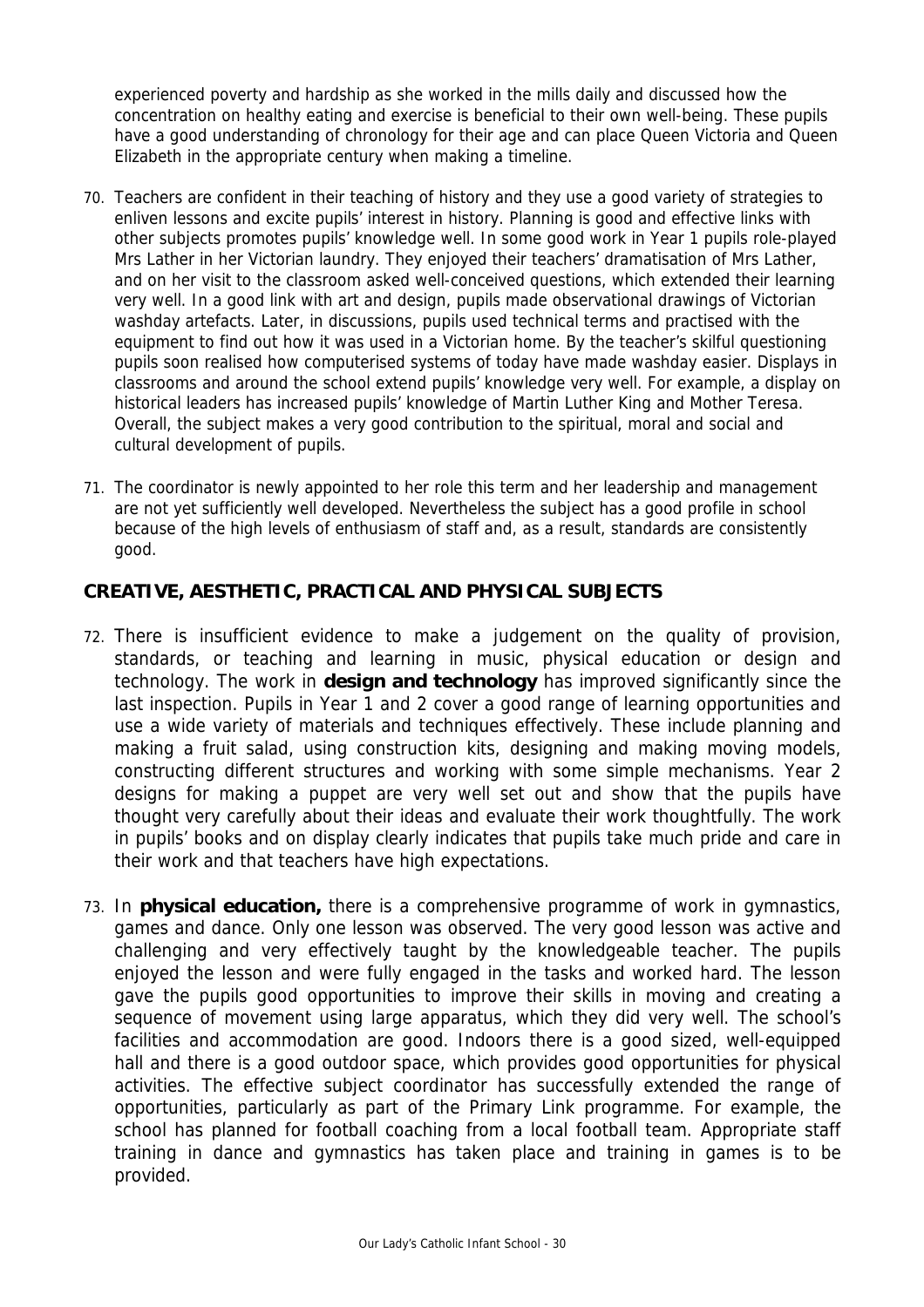experienced poverty and hardship as she worked in the mills daily and discussed how the concentration on healthy eating and exercise is beneficial to their own well-being. These pupils have a good understanding of chronology for their age and can place Queen Victoria and Queen Elizabeth in the appropriate century when making a timeline.

70. Teachers are confident in their teaching of history and they use a good variety of strategies to enliven lessons and excite pupils' interest in history. Planning is good and effective links with other subjects promotes pupils' knowledge well. In some good work in Year 1 pupils role-played Mrs Lather in her Victorian laundry. They enjoyed their teachers' dramatisation of Mrs Lather, and on her visit to the classroom asked well-conceived questions, which extended their learning very well. In a good link with art and design, pupils made observational drawings of Victorian washday artefacts. Later, in discussions, pupils used technical terms and practised with the equipment to find out how it was used in a Victorian home. By the teacher's skilful questioning pupils soon realised how computerised systems of today have made washday easier. Displays in classrooms and around the school extend pupils' knowledge very well. For example, a display on historical leaders has increased pupils' knowledge of Martin Luther King and Mother Teresa. Overall, the subject makes a very good contribution to the spiritual, moral and social and cultural development of pupils.

71. The coordinator is newly appointed to her role this term and her leadership and management are not yet sufficiently well developed. Nevertheless the subject has a good profile in school because of the high levels of enthusiasm of staff and, as a result, standards are consistently good.

## CREATIVE, AESTHETIC, PRACTICAL AND PHYSICAL SUBJECTS

72. There is insufficient evidence to make a judgement on the quality of provision, standards, or teaching and learning in music, physical education or design and technology. The work in **design and technology** has improved significantly since the last inspection. Pupils in Year 1 and 2 cover a good range of learning opportunities and use a wide variety of materials and techniques effectively. These include planning and making a fruit salad, using construction kits, designing and making moving models, constructing different structures and working with some simple mechanisms. Year 2 designs for making a puppet are very well set out and show that the pupils have thought very carefully about their ideas and evaluate their work thoughtfully. The work in pupils' books and on display clearly indicates that pupils take much pride and care in their work and that teachers have high expectations.

73. In **physical education,** there is a comprehensive programme of work in gymnastics, games and dance. Only one lesson was observed. The very good lesson was active and challenging and very effectively taught by the knowledgeable teacher. The pupils enjoyed the lesson and were fully engaged in the tasks and worked hard. The lesson gave the pupils good opportunities to improve their skills in moving and creating a sequence of movement using large apparatus, which they did very well. The school's facilities and accommodation are good. Indoors there is a good sized, well-equipped hall and there is a good outdoor space, which provides good opportunities for physical activities. The effective subject coordinator has successfully extended the range of opportunities, particularly as part of the Primary Link programme. For example, the school has planned for football coaching from a local football team. Appropriate staff training in dance and gymnastics has taken place and training in games is to be provided.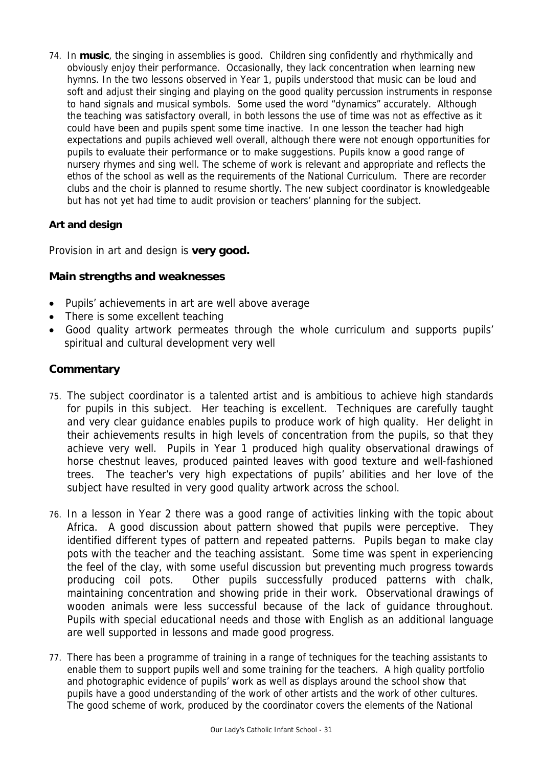74. In **music**, the singing in assemblies is good. Children sing confidently and rhythmically and obviously enjoy their performance. Occasionally, they lack concentration when learning new hymns. In the two lessons observed in Year 1, pupils understood that music can be loud and soft and adjust their singing and playing on the good quality percussion instruments in response to hand signals and musical symbols. Some used the word "dynamics" accurately. Although the teaching was satisfactory overall, in both lessons the use of time was not as effective as it could have been and pupils spent some time inactive. In one lesson the teacher had high expectations and pupils achieved well overall, although there were not enough opportunities for pupils to evaluate their performance or to make suggestions. Pupils know a good range of nursery rhymes and sing well. The scheme of work is relevant and appropriate and reflects the ethos of the school as well as the requirements of the National Curriculum. There are recorder clubs and the choir is planned to resume shortly. The new subject coordinator is knowledgeable but has not yet had time to audit provision or teachers' planning for the subject.

**Art and design**

Provision in art and design is **very good.**

**Main strengths and weaknesses**

- Pupils' achievements in art are well above average
- There is some excellent teaching
- Good quality artwork permeates through the whole curriculum and supports pupils' spiritual and cultural development very well

**Commentary**

75. The subject coordinator is a talented artist and is ambitious to achieve high standards for pupils in this subject. Her teaching is excellent. Techniques are carefully taught and very clear guidance enables pupils to produce work of high quality. Her delight in their achievements results in high levels of concentration from the pupils, so that they achieve very well. Pupils in Year 1 produced high quality observational drawings of horse chestnut leaves, produced painted leaves with good texture and well-fashioned trees. The teacher's very high expectations of pupils' abilities and her love of the subject have resulted in very good quality artwork across the school.

76. In a lesson in Year 2 there was a good range of activities linking with the topic about Africa. A good discussion about pattern showed that pupils were perceptive. They identified different types of pattern and repeated patterns. Pupils began to make clay pots with the teacher and the teaching assistant. Some time was spent in experiencing the feel of the clay, with some useful discussion but preventing much progress towards producing coil pots. Other pupils successfully produced patterns with chalk, maintaining concentration and showing pride in their work. Observational drawings of wooden animals were less successful because of the lack of guidance throughout. Pupils with special educational needs and those with English as an additional language are well supported in lessons and made good progress.

77. There has been a programme of training in a range of techniques for the teaching assistants to enable them to support pupils well and some training for the teachers. A high quality portfolio and photographic evidence of pupils' work as well as displays around the school show that pupils have a good understanding of the work of other artists and the work of other cultures. The good scheme of work, produced by the coordinator covers the elements of the National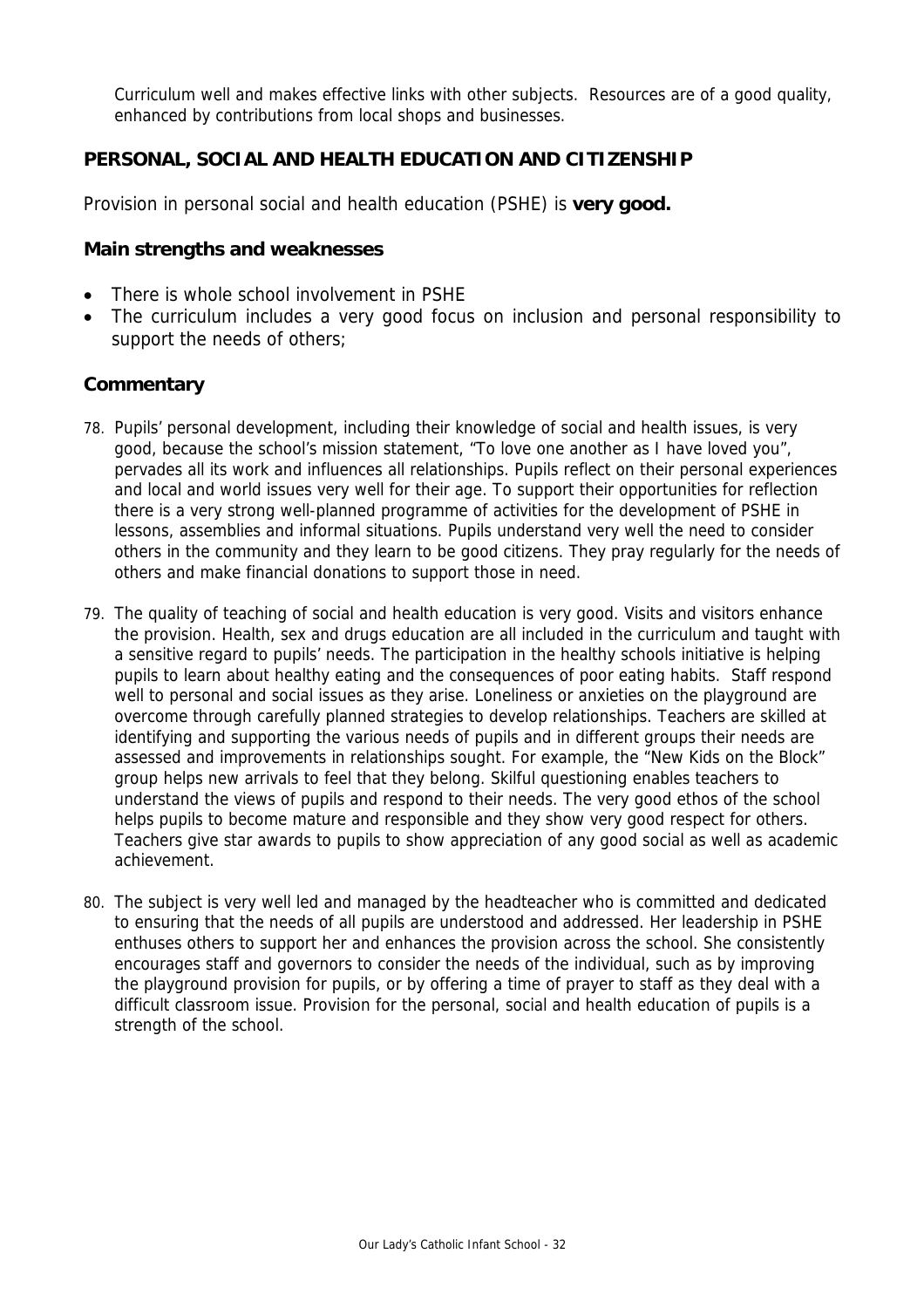Curriculum well and makes effective links with other subjects. Resources are of a good quality, enhanced by contributions from local shops and businesses.

## PERSONAL, SOCIAL AND HEALTH EDUCATION AND CITIZENSHIP

Provision in personal social and health education (PSHE) is **very good.**

### Main strengths and weaknesses

- There is whole school involvement in PSHE
- The curriculum includes a very good focus on inclusion and personal responsibility to support the needs of others;

### Commentary

78. Pupils' personal development, including their knowledge of social and health issues, is very good, because the school's mission statement, "To love one another as I have loved you", pervades all its work and influences all relationships. Pupils reflect on their personal experiences and local and world issues very well for their age. To support their opportunities for reflection there is a very strong well-planned programme of activities for the development of PSHE in lessons, assemblies and informal situations. Pupils understand very well the need to consider others in the community and they learn to be good citizens. They pray regularly for the needs of others and make financial donations to support those in need.

79. The quality of teaching of social and health education is very good. Visits and visitors enhance the provision. Health, sex and drugs education are all included in the curriculum and taught with a sensitive regard to pupils' needs. The participation in the healthy schools initiative is helping pupils to learn about healthy eating and the consequences of poor eating habits. Staff respond well to personal and social issues as they arise. Loneliness or anxieties on the playground are overcome through carefully planned strategies to develop relationships. Teachers are skilled at identifying and supporting the various needs of pupils and in different groups their needs are assessed and improvements in relationships sought. For example, the "New Kids on the Block" group helps new arrivals to feel that they belong. Skilful questioning enables teachers to understand the views of pupils and respond to their needs. The very good ethos of the school helps pupils to become mature and responsible and they show very good respect for others. Teachers give star awards to pupils to show appreciation of any good social as well as academic achievement.

80. The subject is very well led and managed by the headteacher who is committed and dedicated to ensuring that the needs of all pupils are understood and addressed. Her leadership in PSHE enthuses others to support her and enhances the provision across the school. She consistently encourages staff and governors to consider the needs of the individual, such as by improving the playground provision for pupils, or by offering a time of prayer to staff as they deal with a difficult classroom issue. Provision for the personal, social and health education of pupils is a strength of the school.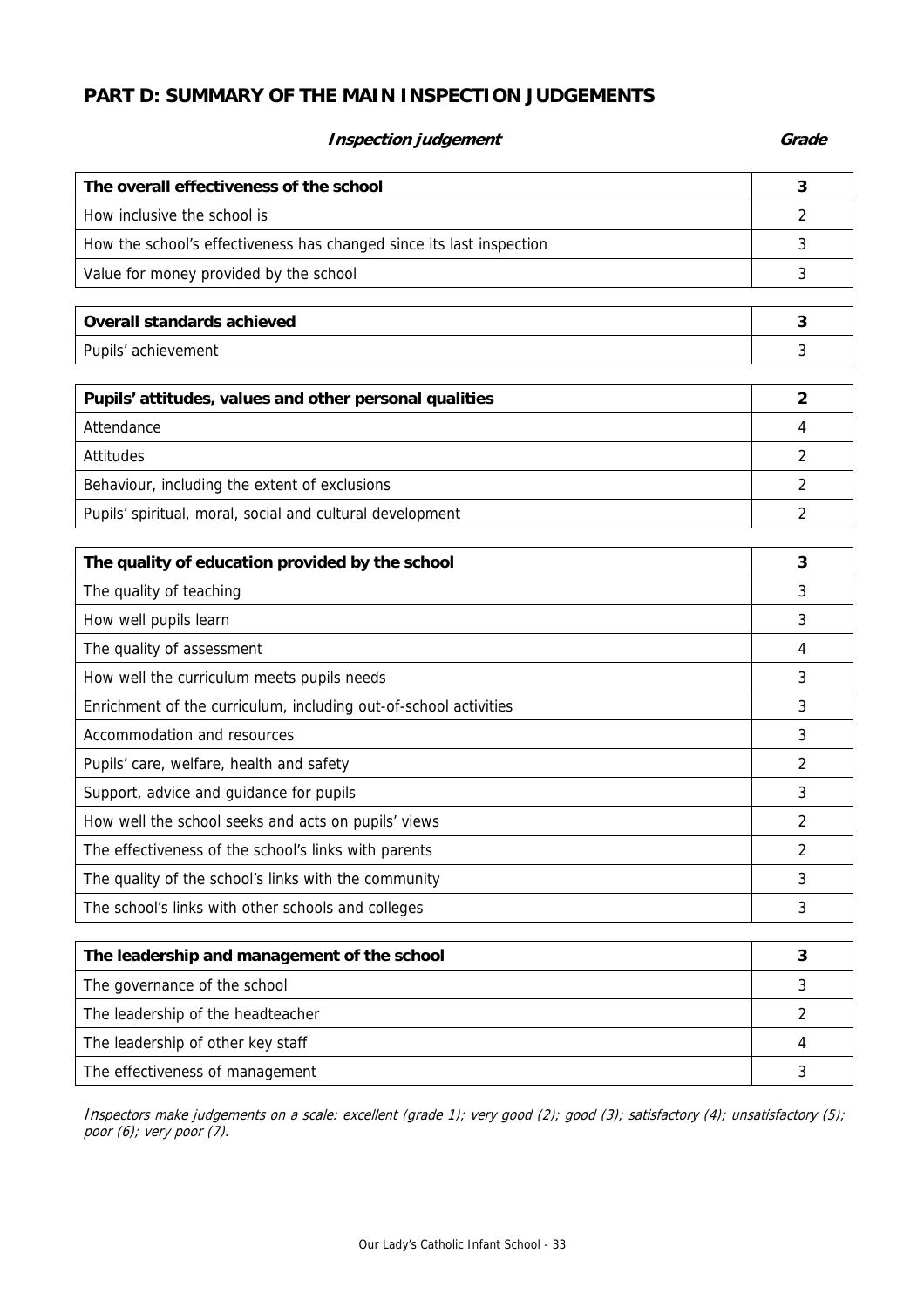## PART D: SUMMARY OF THE MAIN INSPECTION JUDGEMENTS

| *Inspection judgement* | *Grade* |
|---|---|
| **The overall effectiveness of the school** | **3** |
| How inclusive the school is | 2 |
| How the school's effectiveness has changed since its last inspection | 3 |
| Value for money provided by the school | 3 |
| **Overall standards achieved** | **3** |
| Pupils' achievement | 3 |
| **Pupils' attitudes, values and other personal qualities** | **2** |
| Attendance | 4 |
| Attitudes | 2 |
| Behaviour, including the extent of exclusions | 2 |
| Pupils' spiritual, moral, social and cultural development | 2 |
| **The quality of education provided by the school** | **3** |
| The quality of teaching | 3 |
| How well pupils learn | 3 |
| The quality of assessment | 4 |
| How well the curriculum meets pupils needs | 3 |
| Enrichment of the curriculum, including out-of-school activities | 3 |
| Accommodation and resources | 3 |
| Pupils' care, welfare, health and safety | 2 |
| Support, advice and guidance for pupils | 3 |
| How well the school seeks and acts on pupils' views | 2 |
| The effectiveness of the school's links with parents | 2 |
| The quality of the school's links with the community | 3 |
| The school's links with other schools and colleges | 3 |
| **The leadership and management of the school** | **3** |
| The governance of the school | 3 |
| The leadership of the headteacher | 2 |
| The leadership of other key staff | 4 |
| The effectiveness of management | 3 |

*Inspectors make judgements on a scale: excellent (grade 1); very good (2); good (3); satisfactory (4); unsatisfactory (5); poor (6); very poor (7).*